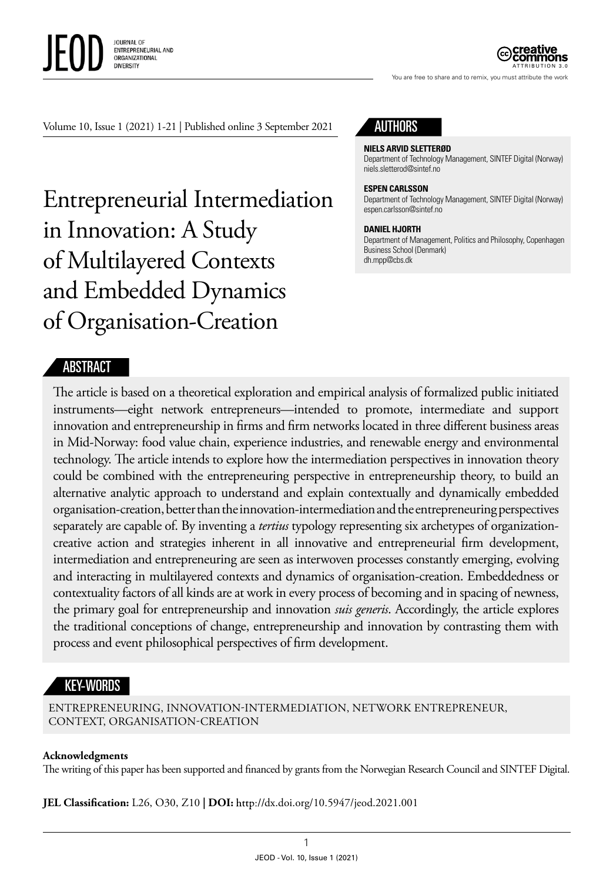Volume 10, Issue 1 (2021) 1-21 | Published online 3 September 2021

# Entrepreneurial Intermediation in Innovation: A Study of Multilayered Contexts and Embedded Dynamics of Organisation-Creation

## AUTHORS

**NIELS ARVID SLETTERØD**
Department of Technology Management, SINTEF Digital (Norway)
niels.sletterod@sintef.no

**ESPEN CARLSSON**
Department of Technology Management, SINTEF Digital (Norway)
espen.carlsson@sintef.no

**DANIEL HJORTH**
Department of Management, Politics and Philosophy, Copenhagen Business School (Denmark)
dh.mpp@cbs.dk

## ABSTRACT

The article is based on a theoretical exploration and empirical analysis of formalized public initiated instruments—eight network entrepreneurs—intended to promote, intermediate and support innovation and entrepreneurship in firms and firm networks located in three different business areas in Mid-Norway: food value chain, experience industries, and renewable energy and environmental technology. The article intends to explore how the intermediation perspectives in innovation theory could be combined with the entrepreneuring perspective in entrepreneurship theory, to build an alternative analytic approach to understand and explain contextually and dynamically embedded organisation-creation, better than the innovation-intermediation and the entrepreneuring perspectives separately are capable of. By inventing a *tertius* typology representing six archetypes of organization-creative action and strategies inherent in all innovative and entrepreneurial firm development, intermediation and entrepreneuring are seen as interwoven processes constantly emerging, evolving and interacting in multilayered contexts and dynamics of organisation-creation. Embeddedness or contextuality factors of all kinds are at work in every process of becoming and in spacing of newness, the primary goal for entrepreneurship and innovation *suis generis*. Accordingly, the article explores the traditional conceptions of change, entrepreneurship and innovation by contrasting them with process and event philosophical perspectives of firm development.

## KEY-WORDS

ENTREPRENEURING, INNOVATION-INTERMEDIATION, NETWORK ENTREPRENEUR, CONTEXT, ORGANISATION-CREATION

**Acknowledgments**
The writing of this paper has been supported and financed by grants from the Norwegian Research Council and SINTEF Digital.

**JEL Classification:** L26, O30, Z10 | **DOI:** http://dx.doi.org/10.5947/jeod.2021.001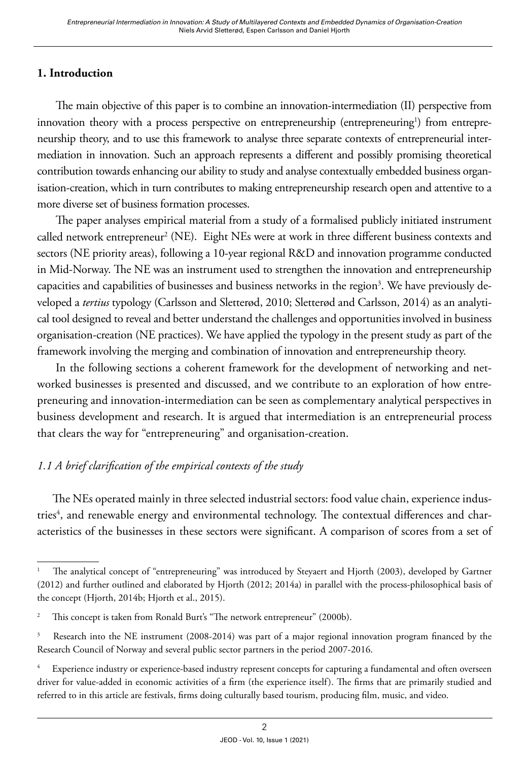## 1. Introduction

The main objective of this paper is to combine an innovation-intermediation (II) perspective from innovation theory with a process perspective on entrepreneurship (entrepreneuring[1]) from entrepreneurship theory, and to use this framework to analyse three separate contexts of entrepreneurial intermediation in innovation. Such an approach represents a different and possibly promising theoretical contribution towards enhancing our ability to study and analyse contextually embedded business organisation-creation, which in turn contributes to making entrepreneurship research open and attentive to a more diverse set of business formation processes.

The paper analyses empirical material from a study of a formalised publicly initiated instrument called network entrepreneur[2] (NE). Eight NEs were at work in three different business contexts and sectors (NE priority areas), following a 10-year regional R&D and innovation programme conducted in Mid-Norway. The NE was an instrument used to strengthen the innovation and entrepreneurship capacities and capabilities of businesses and business networks in the region[3]. We have previously developed a *tertius* typology (Carlsson and Sletterød, 2010; Sletterød and Carlsson, 2014) as an analytical tool designed to reveal and better understand the challenges and opportunities involved in business organisation-creation (NE practices). We have applied the typology in the present study as part of the framework involving the merging and combination of innovation and entrepreneurship theory.

In the following sections a coherent framework for the development of networking and networked businesses is presented and discussed, and we contribute to an exploration of how entrepreneuring and innovation-intermediation can be seen as complementary analytical perspectives in business development and research. It is argued that intermediation is an entrepreneurial process that clears the way for "entrepreneuring" and organisation-creation.

### *1.1 A brief clarification of the empirical contexts of the study*

The NEs operated mainly in three selected industrial sectors: food value chain, experience industries[4], and renewable energy and environmental technology. The contextual differences and characteristics of the businesses in these sectors were significant. A comparison of scores from a set of

---

[1] The analytical concept of "entrepreneuring" was introduced by Steyaert and Hjorth (2003), developed by Gartner (2012) and further outlined and elaborated by Hjorth (2012; 2014a) in parallel with the process-philosophical basis of the concept (Hjorth, 2014b; Hjorth et al., 2015).

[2] This concept is taken from Ronald Burt's "The network entrepreneur" (2000b).

[3] Research into the NE instrument (2008-2014) was part of a major regional innovation program financed by the Research Council of Norway and several public sector partners in the period 2007-2016.

[4] Experience industry or experience-based industry represent concepts for capturing a fundamental and often overseen driver for value-added in economic activities of a firm (the experience itself). The firms that are primarily studied and referred to in this article are festivals, firms doing culturally based tourism, producing film, music, and video.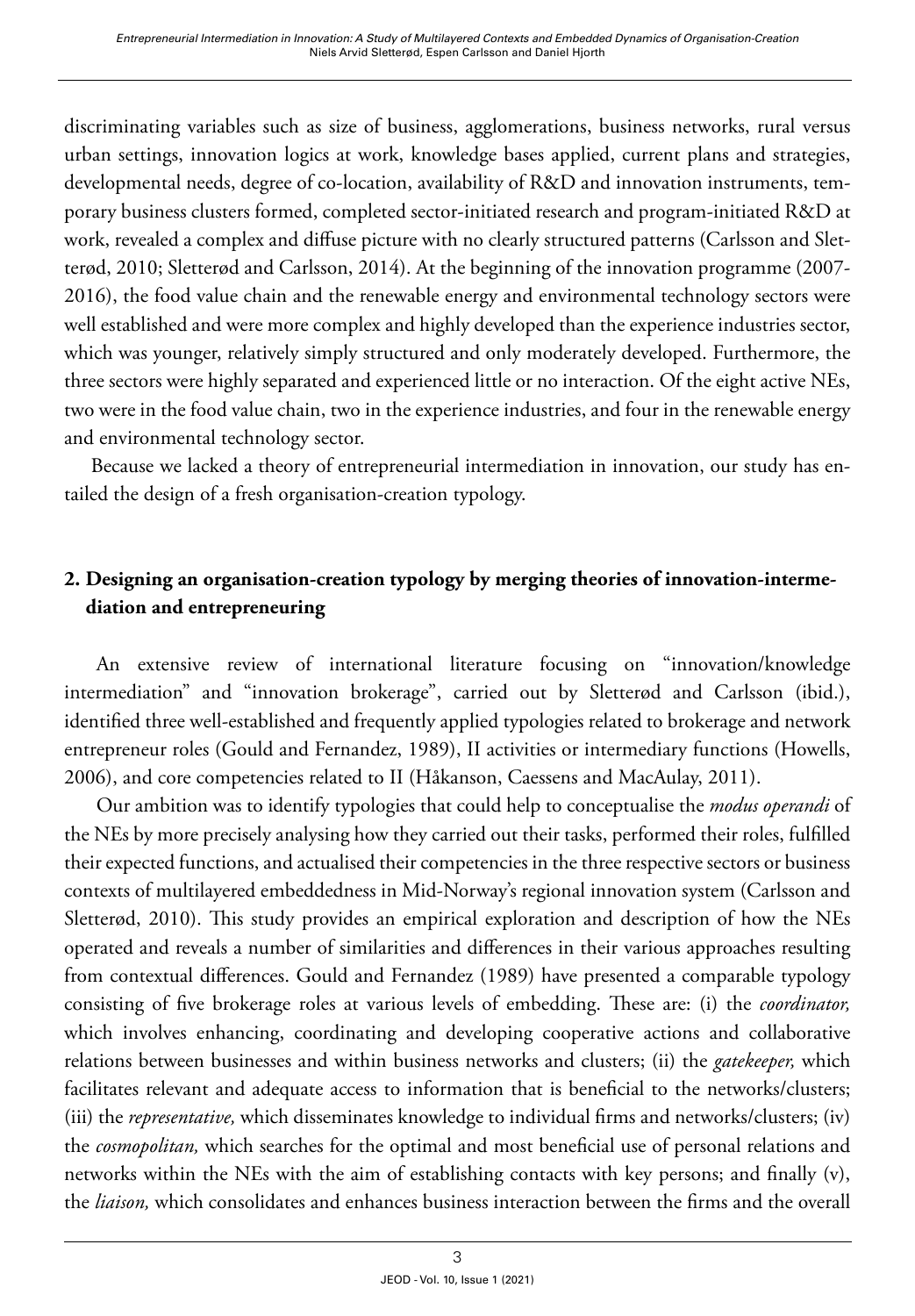discriminating variables such as size of business, agglomerations, business networks, rural versus urban settings, innovation logics at work, knowledge bases applied, current plans and strategies, developmental needs, degree of co-location, availability of R&D and innovation instruments, temporary business clusters formed, completed sector-initiated research and program-initiated R&D at work, revealed a complex and diffuse picture with no clearly structured patterns (Carlsson and Sletterød, 2010; Sletterød and Carlsson, 2014). At the beginning of the innovation programme (2007-2016), the food value chain and the renewable energy and environmental technology sectors were well established and were more complex and highly developed than the experience industries sector, which was younger, relatively simply structured and only moderately developed. Furthermore, the three sectors were highly separated and experienced little or no interaction. Of the eight active NEs, two were in the food value chain, two in the experience industries, and four in the renewable energy and environmental technology sector.

Because we lacked a theory of entrepreneurial intermediation in innovation, our study has entailed the design of a fresh organisation-creation typology.

## 2. Designing an organisation-creation typology by merging theories of innovation-intermediation and entrepreneuring

An extensive review of international literature focusing on "innovation/knowledge intermediation" and "innovation brokerage", carried out by Sletterød and Carlsson (ibid.), identified three well-established and frequently applied typologies related to brokerage and network entrepreneur roles (Gould and Fernandez, 1989), II activities or intermediary functions (Howells, 2006), and core competencies related to II (Håkanson, Caessens and MacAulay, 2011).

Our ambition was to identify typologies that could help to conceptualise the *modus operandi* of the NEs by more precisely analysing how they carried out their tasks, performed their roles, fulfilled their expected functions, and actualised their competencies in the three respective sectors or business contexts of multilayered embeddedness in Mid-Norway's regional innovation system (Carlsson and Sletterød, 2010). This study provides an empirical exploration and description of how the NEs operated and reveals a number of similarities and differences in their various approaches resulting from contextual differences. Gould and Fernandez (1989) have presented a comparable typology consisting of five brokerage roles at various levels of embedding. These are: (i) the *coordinator,* which involves enhancing, coordinating and developing cooperative actions and collaborative relations between businesses and within business networks and clusters; (ii) the *gatekeeper,* which facilitates relevant and adequate access to information that is beneficial to the networks/clusters; (iii) the *representative,* which disseminates knowledge to individual firms and networks/clusters; (iv) the *cosmopolitan,* which searches for the optimal and most beneficial use of personal relations and networks within the NEs with the aim of establishing contacts with key persons; and finally (v), the *liaison,* which consolidates and enhances business interaction between the firms and the overall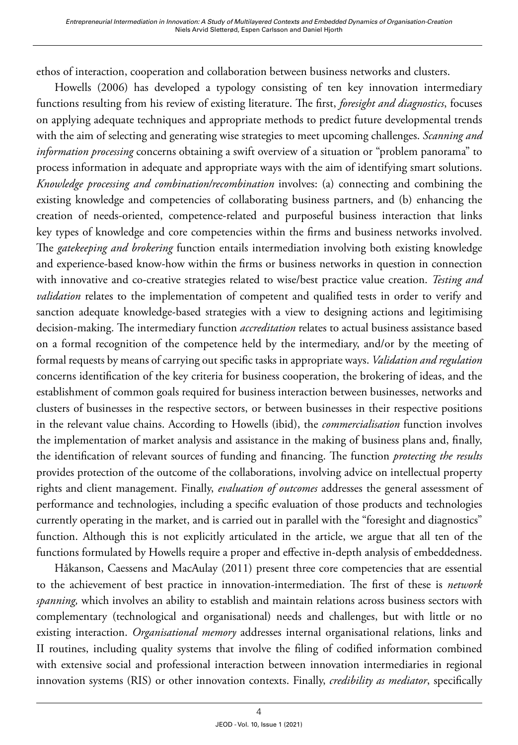ethos of interaction, cooperation and collaboration between business networks and clusters.

Howells (2006) has developed a typology consisting of ten key innovation intermediary functions resulting from his review of existing literature. The first, *foresight and diagnostics*, focuses on applying adequate techniques and appropriate methods to predict future developmental trends with the aim of selecting and generating wise strategies to meet upcoming challenges. *Scanning and information processing* concerns obtaining a swift overview of a situation or "problem panorama" to process information in adequate and appropriate ways with the aim of identifying smart solutions. *Knowledge processing and combination/recombination* involves: (a) connecting and combining the existing knowledge and competencies of collaborating business partners, and (b) enhancing the creation of needs-oriented, competence-related and purposeful business interaction that links key types of knowledge and core competencies within the firms and business networks involved. The *gatekeeping and brokering* function entails intermediation involving both existing knowledge and experience-based know-how within the firms or business networks in question in connection with innovative and co-creative strategies related to wise/best practice value creation. *Testing and validation* relates to the implementation of competent and qualified tests in order to verify and sanction adequate knowledge-based strategies with a view to designing actions and legitimising decision-making. The intermediary function *accreditation* relates to actual business assistance based on a formal recognition of the competence held by the intermediary, and/or by the meeting of formal requests by means of carrying out specific tasks in appropriate ways. *Validation and regulation* concerns identification of the key criteria for business cooperation, the brokering of ideas, and the establishment of common goals required for business interaction between businesses, networks and clusters of businesses in the respective sectors, or between businesses in their respective positions in the relevant value chains. According to Howells (ibid), the *commercialisation* function involves the implementation of market analysis and assistance in the making of business plans and, finally, the identification of relevant sources of funding and financing. The function *protecting the results* provides protection of the outcome of the collaborations, involving advice on intellectual property rights and client management. Finally, *evaluation of outcomes* addresses the general assessment of performance and technologies, including a specific evaluation of those products and technologies currently operating in the market, and is carried out in parallel with the "foresight and diagnostics" function. Although this is not explicitly articulated in the article, we argue that all ten of the functions formulated by Howells require a proper and effective in-depth analysis of embeddedness.

Håkanson, Caessens and MacAulay (2011) present three core competencies that are essential to the achievement of best practice in innovation-intermediation. The first of these is *network spanning,* which involves an ability to establish and maintain relations across business sectors with complementary (technological and organisational) needs and challenges, but with little or no existing interaction. *Organisational memory* addresses internal organisational relations, links and II routines, including quality systems that involve the filing of codified information combined with extensive social and professional interaction between innovation intermediaries in regional innovation systems (RIS) or other innovation contexts. Finally, *credibility as mediator*, specifically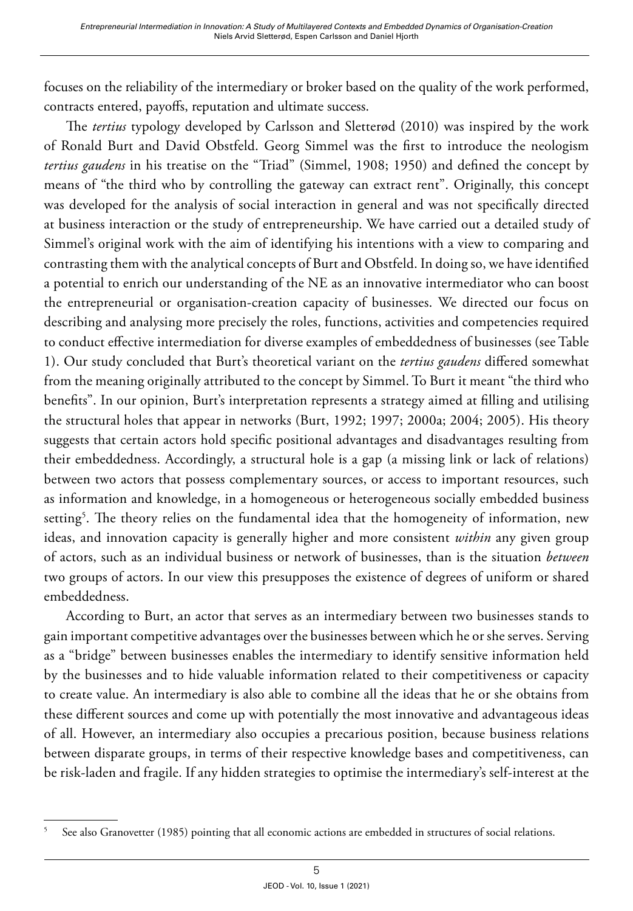focuses on the reliability of the intermediary or broker based on the quality of the work performed, contracts entered, payoffs, reputation and ultimate success.

The *tertius* typology developed by Carlsson and Sletterød (2010) was inspired by the work of Ronald Burt and David Obstfeld. Georg Simmel was the first to introduce the neologism *tertius gaudens* in his treatise on the "Triad" (Simmel, 1908; 1950) and defined the concept by means of "the third who by controlling the gateway can extract rent". Originally, this concept was developed for the analysis of social interaction in general and was not specifically directed at business interaction or the study of entrepreneurship. We have carried out a detailed study of Simmel's original work with the aim of identifying his intentions with a view to comparing and contrasting them with the analytical concepts of Burt and Obstfeld. In doing so, we have identified a potential to enrich our understanding of the NE as an innovative intermediator who can boost the entrepreneurial or organisation-creation capacity of businesses. We directed our focus on describing and analysing more precisely the roles, functions, activities and competencies required to conduct effective intermediation for diverse examples of embeddedness of businesses (see Table 1). Our study concluded that Burt's theoretical variant on the *tertius gaudens* differed somewhat from the meaning originally attributed to the concept by Simmel. To Burt it meant "the third who benefits". In our opinion, Burt's interpretation represents a strategy aimed at filling and utilising the structural holes that appear in networks (Burt, 1992; 1997; 2000a; 2004; 2005). His theory suggests that certain actors hold specific positional advantages and disadvantages resulting from their embeddedness. Accordingly, a structural hole is a gap (a missing link or lack of relations) between two actors that possess complementary sources, or access to important resources, such as information and knowledge, in a homogeneous or heterogeneous socially embedded business setting[5]. The theory relies on the fundamental idea that the homogeneity of information, new ideas, and innovation capacity is generally higher and more consistent *within* any given group of actors, such as an individual business or network of businesses, than is the situation *between* two groups of actors. In our view this presupposes the existence of degrees of uniform or shared embeddedness.

According to Burt, an actor that serves as an intermediary between two businesses stands to gain important competitive advantages over the businesses between which he or she serves. Serving as a "bridge" between businesses enables the intermediary to identify sensitive information held by the businesses and to hide valuable information related to their competitiveness or capacity to create value. An intermediary is also able to combine all the ideas that he or she obtains from these different sources and come up with potentially the most innovative and advantageous ideas of all. However, an intermediary also occupies a precarious position, because business relations between disparate groups, in terms of their respective knowledge bases and competitiveness, can be risk-laden and fragile. If any hidden strategies to optimise the intermediary's self-interest at the

[5] See also Granovetter (1985) pointing that all economic actions are embedded in structures of social relations.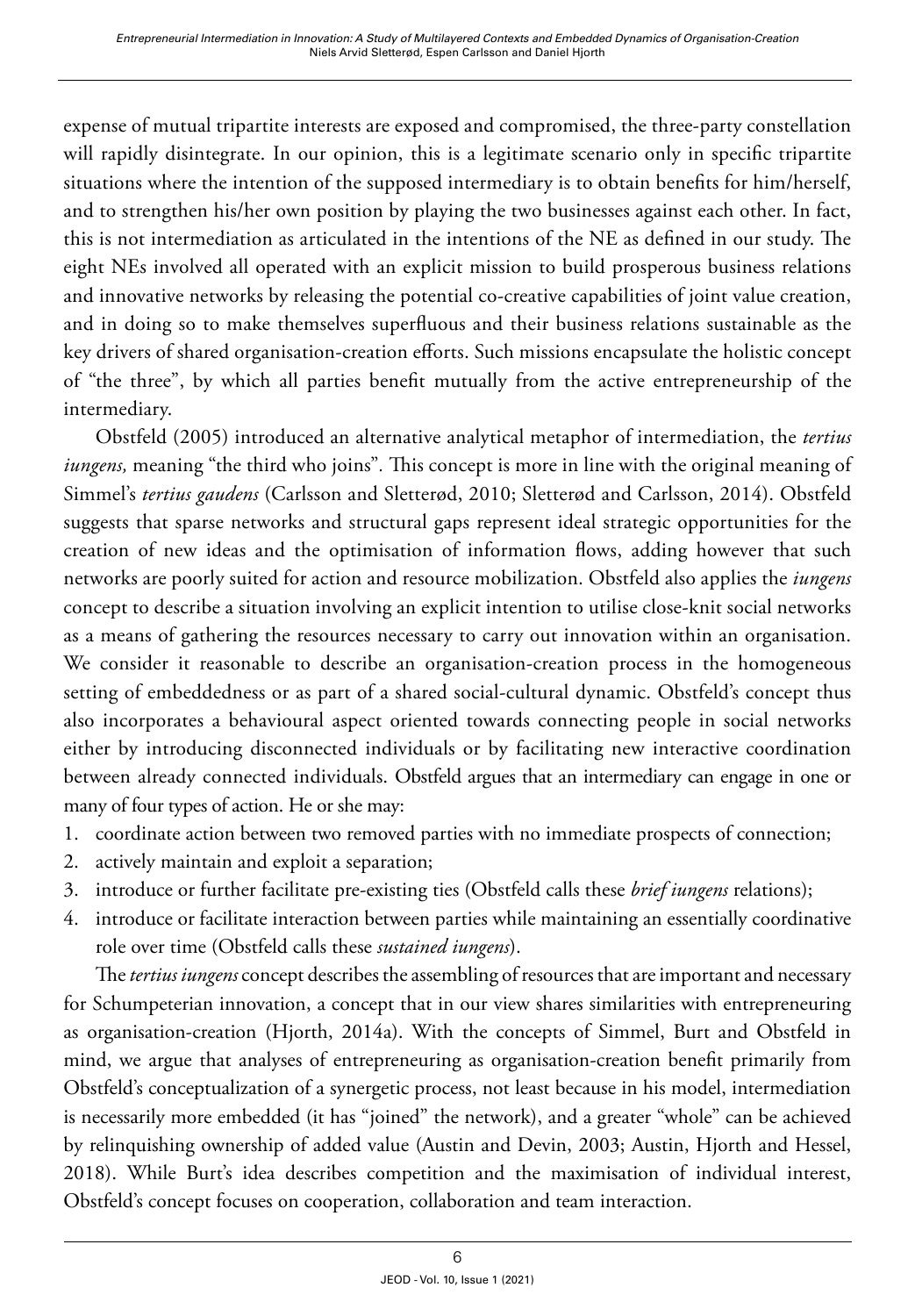expense of mutual tripartite interests are exposed and compromised, the three-party constellation will rapidly disintegrate. In our opinion, this is a legitimate scenario only in specific tripartite situations where the intention of the supposed intermediary is to obtain benefits for him/herself, and to strengthen his/her own position by playing the two businesses against each other. In fact, this is not intermediation as articulated in the intentions of the NE as defined in our study. The eight NEs involved all operated with an explicit mission to build prosperous business relations and innovative networks by releasing the potential co-creative capabilities of joint value creation, and in doing so to make themselves superfluous and their business relations sustainable as the key drivers of shared organisation-creation efforts. Such missions encapsulate the holistic concept of "the three", by which all parties benefit mutually from the active entrepreneurship of the intermediary.

Obstfeld (2005) introduced an alternative analytical metaphor of intermediation, the *tertius iungens,* meaning "the third who joins". This concept is more in line with the original meaning of Simmel's *tertius gaudens* (Carlsson and Sletterød, 2010; Sletterød and Carlsson, 2014). Obstfeld suggests that sparse networks and structural gaps represent ideal strategic opportunities for the creation of new ideas and the optimisation of information flows, adding however that such networks are poorly suited for action and resource mobilization. Obstfeld also applies the *iungens* concept to describe a situation involving an explicit intention to utilise close-knit social networks as a means of gathering the resources necessary to carry out innovation within an organisation. We consider it reasonable to describe an organisation-creation process in the homogeneous setting of embeddedness or as part of a shared social-cultural dynamic. Obstfeld's concept thus also incorporates a behavioural aspect oriented towards connecting people in social networks either by introducing disconnected individuals or by facilitating new interactive coordination between already connected individuals. Obstfeld argues that an intermediary can engage in one or many of four types of action. He or she may:

1. coordinate action between two removed parties with no immediate prospects of connection;
2. actively maintain and exploit a separation;
3. introduce or further facilitate pre-existing ties (Obstfeld calls these *brief iungens* relations);
4. introduce or facilitate interaction between parties while maintaining an essentially coordinative role over time (Obstfeld calls these *sustained iungens*).

The *tertius iungens* concept describes the assembling of resources that are important and necessary for Schumpeterian innovation, a concept that in our view shares similarities with entrepreneuring as organisation-creation (Hjorth, 2014a). With the concepts of Simmel, Burt and Obstfeld in mind, we argue that analyses of entrepreneuring as organisation-creation benefit primarily from Obstfeld's conceptualization of a synergetic process, not least because in his model, intermediation is necessarily more embedded (it has "joined" the network), and a greater "whole" can be achieved by relinquishing ownership of added value (Austin and Devin, 2003; Austin, Hjorth and Hessel, 2018). While Burt's idea describes competition and the maximisation of individual interest, Obstfeld's concept focuses on cooperation, collaboration and team interaction.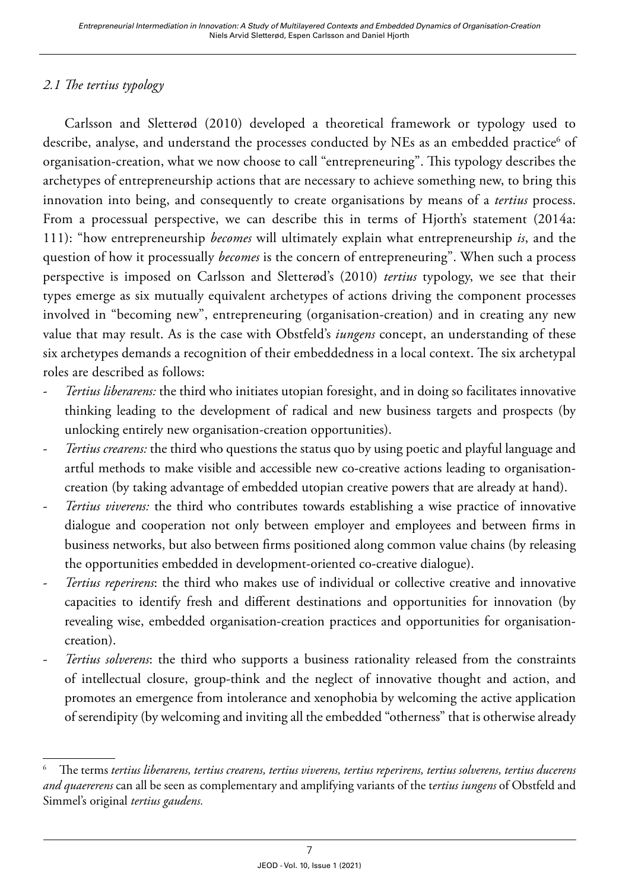### *2.1 The tertius typology*

Carlsson and Sletterød (2010) developed a theoretical framework or typology used to describe, analyse, and understand the processes conducted by NEs as an embedded practice[6] of organisation-creation, what we now choose to call "entrepreneuring". This typology describes the archetypes of entrepreneurship actions that are necessary to achieve something new, to bring this innovation into being, and consequently to create organisations by means of a *tertius* process. From a processual perspective, we can describe this in terms of Hjorth's statement (2014a: 111): "how entrepreneurship *becomes* will ultimately explain what entrepreneurship *is*, and the question of how it processually *becomes* is the concern of entrepreneuring". When such a process perspective is imposed on Carlsson and Sletterød's (2010) *tertius* typology, we see that their types emerge as six mutually equivalent archetypes of actions driving the component processes involved in "becoming new", entrepreneuring (organisation-creation) and in creating any new value that may result. As is the case with Obstfeld's *iungens* concept, an understanding of these six archetypes demands a recognition of their embeddedness in a local context. The six archetypal roles are described as follows:

- *Tertius liberarens:* the third who initiates utopian foresight, and in doing so facilitates innovative thinking leading to the development of radical and new business targets and prospects (by unlocking entirely new organisation-creation opportunities).
- *Tertius crearens:* the third who questions the status quo by using poetic and playful language and artful methods to make visible and accessible new co-creative actions leading to organisation-creation (by taking advantage of embedded utopian creative powers that are already at hand).
- *Tertius viverens:* the third who contributes towards establishing a wise practice of innovative dialogue and cooperation not only between employer and employees and between firms in business networks, but also between firms positioned along common value chains (by releasing the opportunities embedded in development-oriented co-creative dialogue).
- *Tertius reperirens*: the third who makes use of individual or collective creative and innovative capacities to identify fresh and different destinations and opportunities for innovation (by revealing wise, embedded organisation-creation practices and opportunities for organisation-creation).
- *Tertius solverens*: the third who supports a business rationality released from the constraints of intellectual closure, group-think and the neglect of innovative thought and action, and promotes an emergence from intolerance and xenophobia by welcoming the active application of serendipity (by welcoming and inviting all the embedded "otherness" that is otherwise already

[6] The terms *tertius liberarens, tertius crearens, tertius viverens, tertius reperirens, tertius solverens, tertius ducerens and quaererens* can all be seen as complementary and amplifying variants of the t*ertius iungens* of Obstfeld and Simmel's original *tertius gaudens.*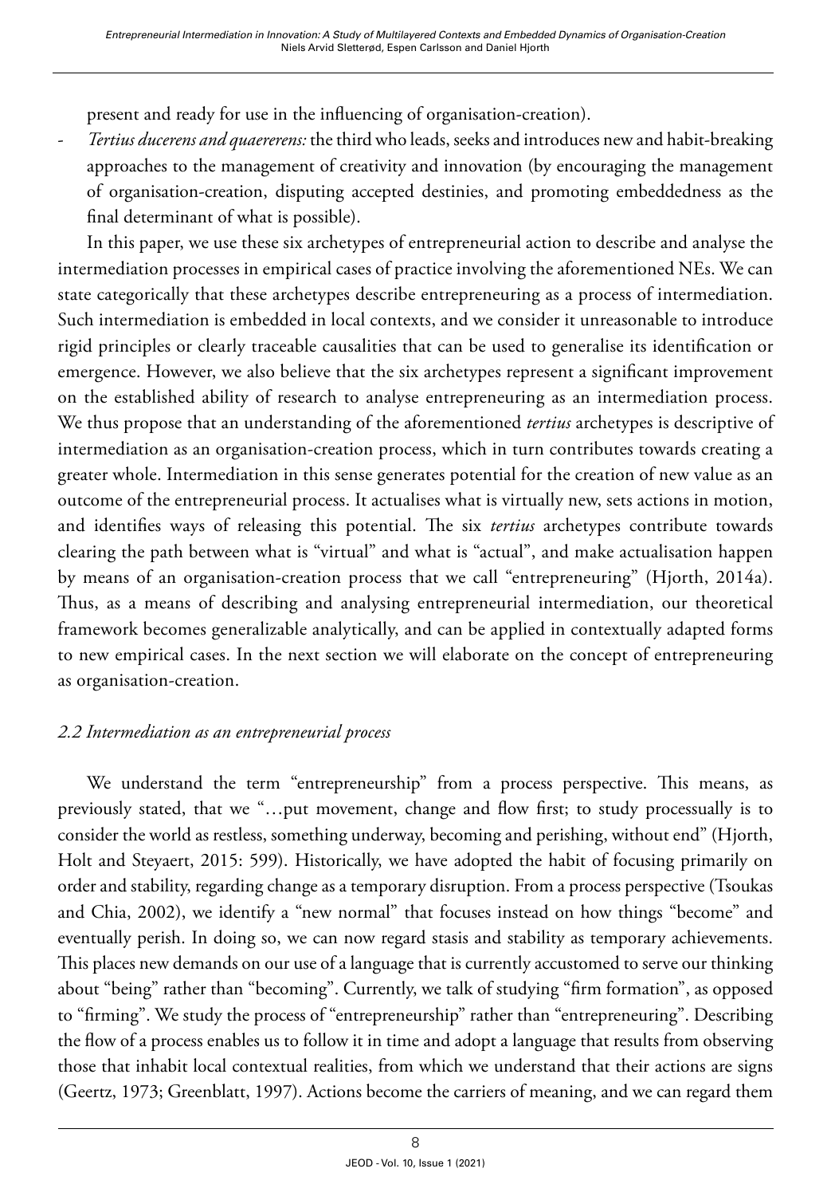present and ready for use in the influencing of organisation-creation).

- *Tertius ducerens and quaererens:* the third who leads, seeks and introduces new and habit-breaking approaches to the management of creativity and innovation (by encouraging the management of organisation-creation, disputing accepted destinies, and promoting embeddedness as the final determinant of what is possible).

In this paper, we use these six archetypes of entrepreneurial action to describe and analyse the intermediation processes in empirical cases of practice involving the aforementioned NEs. We can state categorically that these archetypes describe entrepreneuring as a process of intermediation. Such intermediation is embedded in local contexts, and we consider it unreasonable to introduce rigid principles or clearly traceable causalities that can be used to generalise its identification or emergence. However, we also believe that the six archetypes represent a significant improvement on the established ability of research to analyse entrepreneuring as an intermediation process. We thus propose that an understanding of the aforementioned *tertius* archetypes is descriptive of intermediation as an organisation-creation process, which in turn contributes towards creating a greater whole. Intermediation in this sense generates potential for the creation of new value as an outcome of the entrepreneurial process. It actualises what is virtually new, sets actions in motion, and identifies ways of releasing this potential. The six *tertius* archetypes contribute towards clearing the path between what is "virtual" and what is "actual", and make actualisation happen by means of an organisation-creation process that we call "entrepreneuring" (Hjorth, 2014a). Thus, as a means of describing and analysing entrepreneurial intermediation, our theoretical framework becomes generalizable analytically, and can be applied in contextually adapted forms to new empirical cases. In the next section we will elaborate on the concept of entrepreneuring as organisation-creation.

### *2.2 Intermediation as an entrepreneurial process*

We understand the term "entrepreneurship" from a process perspective. This means, as previously stated, that we "…put movement, change and flow first; to study processually is to consider the world as restless, something underway, becoming and perishing, without end" (Hjorth, Holt and Steyaert, 2015: 599). Historically, we have adopted the habit of focusing primarily on order and stability, regarding change as a temporary disruption. From a process perspective (Tsoukas and Chia, 2002), we identify a "new normal" that focuses instead on how things "become" and eventually perish. In doing so, we can now regard stasis and stability as temporary achievements. This places new demands on our use of a language that is currently accustomed to serve our thinking about "being" rather than "becoming". Currently, we talk of studying "firm formation", as opposed to "firming". We study the process of "entrepreneurship" rather than "entrepreneuring". Describing the flow of a process enables us to follow it in time and adopt a language that results from observing those that inhabit local contextual realities, from which we understand that their actions are signs (Geertz, 1973; Greenblatt, 1997). Actions become the carriers of meaning, and we can regard them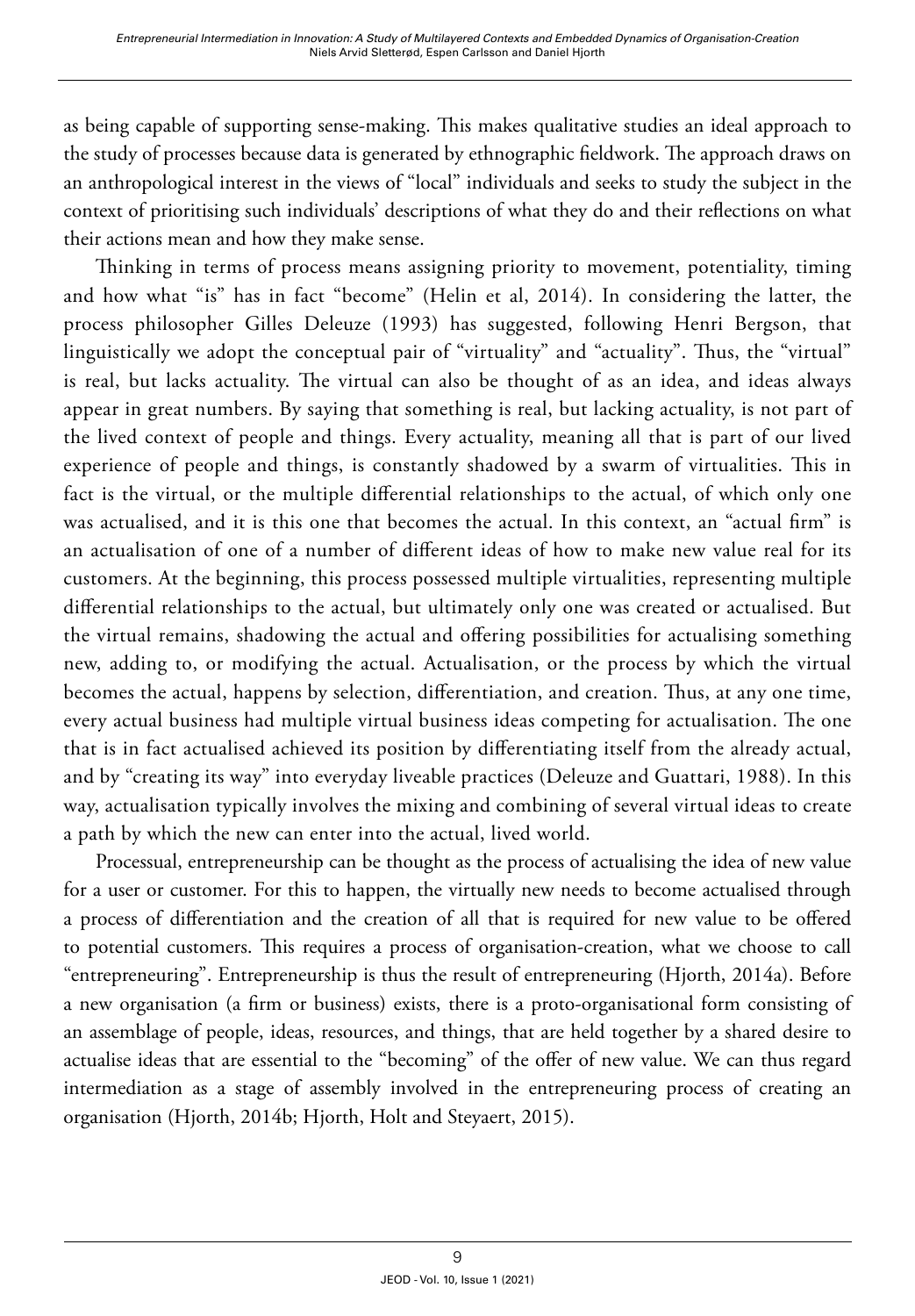as being capable of supporting sense-making. This makes qualitative studies an ideal approach to the study of processes because data is generated by ethnographic fieldwork. The approach draws on an anthropological interest in the views of "local" individuals and seeks to study the subject in the context of prioritising such individuals' descriptions of what they do and their reflections on what their actions mean and how they make sense.

Thinking in terms of process means assigning priority to movement, potentiality, timing and how what "is" has in fact "become" (Helin et al, 2014). In considering the latter, the process philosopher Gilles Deleuze (1993) has suggested, following Henri Bergson, that linguistically we adopt the conceptual pair of "virtuality" and "actuality". Thus, the "virtual" is real, but lacks actuality. The virtual can also be thought of as an idea, and ideas always appear in great numbers. By saying that something is real, but lacking actuality, is not part of the lived context of people and things. Every actuality, meaning all that is part of our lived experience of people and things, is constantly shadowed by a swarm of virtualities. This in fact is the virtual, or the multiple differential relationships to the actual, of which only one was actualised, and it is this one that becomes the actual. In this context, an "actual firm" is an actualisation of one of a number of different ideas of how to make new value real for its customers. At the beginning, this process possessed multiple virtualities, representing multiple differential relationships to the actual, but ultimately only one was created or actualised. But the virtual remains, shadowing the actual and offering possibilities for actualising something new, adding to, or modifying the actual. Actualisation, or the process by which the virtual becomes the actual, happens by selection, differentiation, and creation. Thus, at any one time, every actual business had multiple virtual business ideas competing for actualisation. The one that is in fact actualised achieved its position by differentiating itself from the already actual, and by "creating its way" into everyday liveable practices (Deleuze and Guattari, 1988). In this way, actualisation typically involves the mixing and combining of several virtual ideas to create a path by which the new can enter into the actual, lived world.

Processual, entrepreneurship can be thought as the process of actualising the idea of new value for a user or customer. For this to happen, the virtually new needs to become actualised through a process of differentiation and the creation of all that is required for new value to be offered to potential customers. This requires a process of organisation-creation, what we choose to call "entrepreneuring". Entrepreneurship is thus the result of entrepreneuring (Hjorth, 2014a). Before a new organisation (a firm or business) exists, there is a proto-organisational form consisting of an assemblage of people, ideas, resources, and things, that are held together by a shared desire to actualise ideas that are essential to the "becoming" of the offer of new value. We can thus regard intermediation as a stage of assembly involved in the entrepreneuring process of creating an organisation (Hjorth, 2014b; Hjorth, Holt and Steyaert, 2015).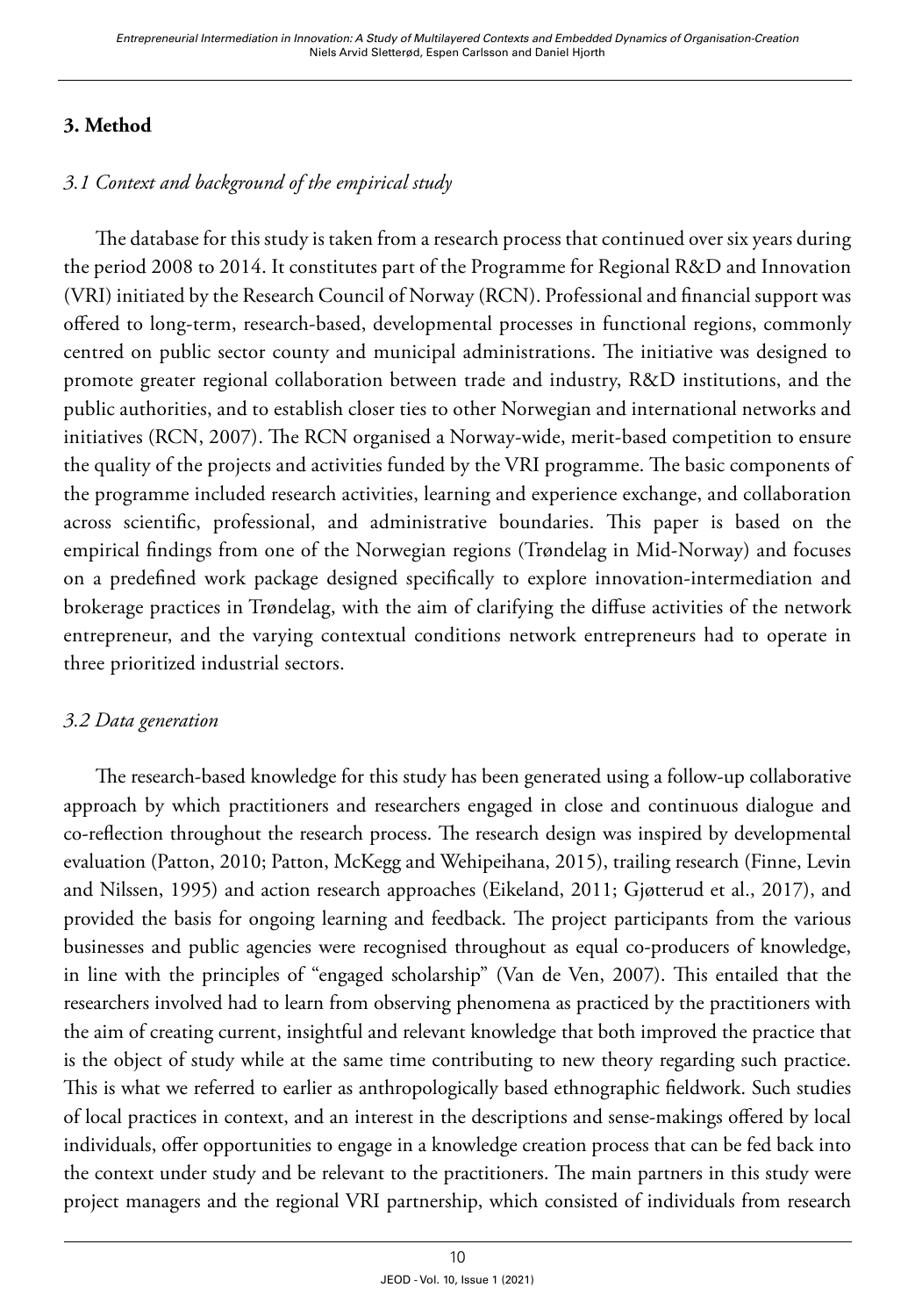## 3. Method

### *3.1 Context and background of the empirical study*

The database for this study is taken from a research process that continued over six years during the period 2008 to 2014. It constitutes part of the Programme for Regional R&D and Innovation (VRI) initiated by the Research Council of Norway (RCN). Professional and financial support was offered to long-term, research-based, developmental processes in functional regions, commonly centred on public sector county and municipal administrations. The initiative was designed to promote greater regional collaboration between trade and industry, R&D institutions, and the public authorities, and to establish closer ties to other Norwegian and international networks and initiatives (RCN, 2007). The RCN organised a Norway-wide, merit-based competition to ensure the quality of the projects and activities funded by the VRI programme. The basic components of the programme included research activities, learning and experience exchange, and collaboration across scientific, professional, and administrative boundaries. This paper is based on the empirical findings from one of the Norwegian regions (Trøndelag in Mid-Norway) and focuses on a predefined work package designed specifically to explore innovation-intermediation and brokerage practices in Trøndelag, with the aim of clarifying the diffuse activities of the network entrepreneur, and the varying contextual conditions network entrepreneurs had to operate in three prioritized industrial sectors.

### *3.2 Data generation*

The research-based knowledge for this study has been generated using a follow-up collaborative approach by which practitioners and researchers engaged in close and continuous dialogue and co-reflection throughout the research process. The research design was inspired by developmental evaluation (Patton, 2010; Patton, McKegg and Wehipeihana, 2015), trailing research (Finne, Levin and Nilssen, 1995) and action research approaches (Eikeland, 2011; Gjøtterud et al., 2017), and provided the basis for ongoing learning and feedback. The project participants from the various businesses and public agencies were recognised throughout as equal co-producers of knowledge, in line with the principles of "engaged scholarship" (Van de Ven, 2007). This entailed that the researchers involved had to learn from observing phenomena as practiced by the practitioners with the aim of creating current, insightful and relevant knowledge that both improved the practice that is the object of study while at the same time contributing to new theory regarding such practice. This is what we referred to earlier as anthropologically based ethnographic fieldwork. Such studies of local practices in context, and an interest in the descriptions and sense-makings offered by local individuals, offer opportunities to engage in a knowledge creation process that can be fed back into the context under study and be relevant to the practitioners. The main partners in this study were project managers and the regional VRI partnership, which consisted of individuals from research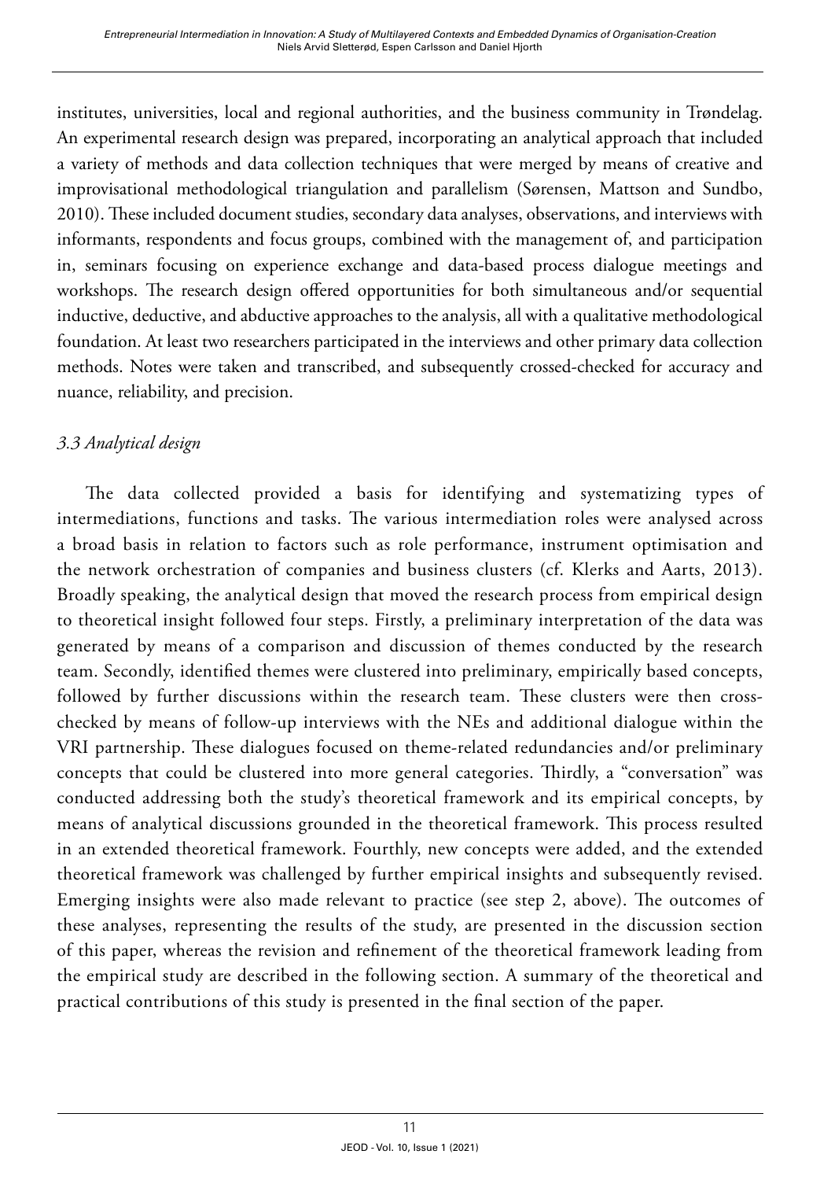institutes, universities, local and regional authorities, and the business community in Trøndelag. An experimental research design was prepared, incorporating an analytical approach that included a variety of methods and data collection techniques that were merged by means of creative and improvisational methodological triangulation and parallelism (Sørensen, Mattson and Sundbo, 2010). These included document studies, secondary data analyses, observations, and interviews with informants, respondents and focus groups, combined with the management of, and participation in, seminars focusing on experience exchange and data-based process dialogue meetings and workshops. The research design offered opportunities for both simultaneous and/or sequential inductive, deductive, and abductive approaches to the analysis, all with a qualitative methodological foundation. At least two researchers participated in the interviews and other primary data collection methods. Notes were taken and transcribed, and subsequently crossed-checked for accuracy and nuance, reliability, and precision.

### *3.3 Analytical design*

The data collected provided a basis for identifying and systematizing types of intermediations, functions and tasks. The various intermediation roles were analysed across a broad basis in relation to factors such as role performance, instrument optimisation and the network orchestration of companies and business clusters (cf. Klerks and Aarts, 2013). Broadly speaking, the analytical design that moved the research process from empirical design to theoretical insight followed four steps. Firstly, a preliminary interpretation of the data was generated by means of a comparison and discussion of themes conducted by the research team. Secondly, identified themes were clustered into preliminary, empirically based concepts, followed by further discussions within the research team. These clusters were then cross-checked by means of follow-up interviews with the NEs and additional dialogue within the VRI partnership. These dialogues focused on theme-related redundancies and/or preliminary concepts that could be clustered into more general categories. Thirdly, a "conversation" was conducted addressing both the study's theoretical framework and its empirical concepts, by means of analytical discussions grounded in the theoretical framework. This process resulted in an extended theoretical framework. Fourthly, new concepts were added, and the extended theoretical framework was challenged by further empirical insights and subsequently revised. Emerging insights were also made relevant to practice (see step 2, above). The outcomes of these analyses, representing the results of the study, are presented in the discussion section of this paper, whereas the revision and refinement of the theoretical framework leading from the empirical study are described in the following section. A summary of the theoretical and practical contributions of this study is presented in the final section of the paper.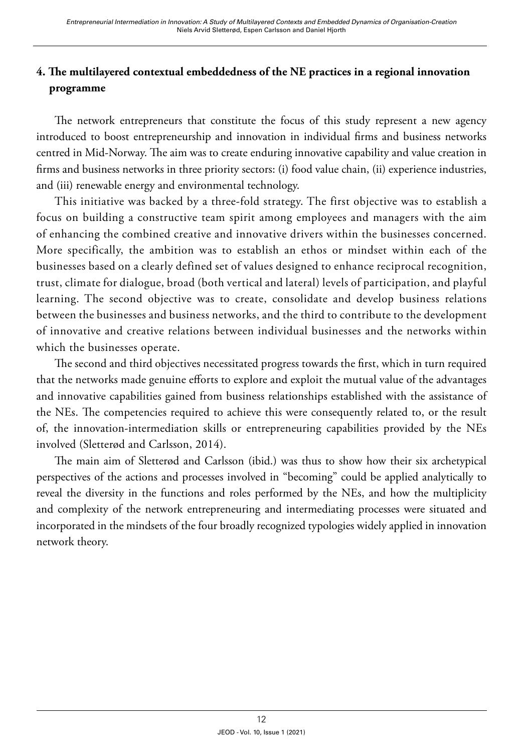## 4. The multilayered contextual embeddedness of the NE practices in a regional innovation programme

The network entrepreneurs that constitute the focus of this study represent a new agency introduced to boost entrepreneurship and innovation in individual firms and business networks centred in Mid-Norway. The aim was to create enduring innovative capability and value creation in firms and business networks in three priority sectors: (i) food value chain, (ii) experience industries, and (iii) renewable energy and environmental technology.

This initiative was backed by a three-fold strategy. The first objective was to establish a focus on building a constructive team spirit among employees and managers with the aim of enhancing the combined creative and innovative drivers within the businesses concerned. More specifically, the ambition was to establish an ethos or mindset within each of the businesses based on a clearly defined set of values designed to enhance reciprocal recognition, trust, climate for dialogue, broad (both vertical and lateral) levels of participation, and playful learning. The second objective was to create, consolidate and develop business relations between the businesses and business networks, and the third to contribute to the development of innovative and creative relations between individual businesses and the networks within which the businesses operate.

The second and third objectives necessitated progress towards the first, which in turn required that the networks made genuine efforts to explore and exploit the mutual value of the advantages and innovative capabilities gained from business relationships established with the assistance of the NEs. The competencies required to achieve this were consequently related to, or the result of, the innovation-intermediation skills or entrepreneuring capabilities provided by the NEs involved (Sletterød and Carlsson, 2014).

The main aim of Sletterød and Carlsson (ibid.) was thus to show how their six archetypical perspectives of the actions and processes involved in "becoming" could be applied analytically to reveal the diversity in the functions and roles performed by the NEs, and how the multiplicity and complexity of the network entrepreneuring and intermediating processes were situated and incorporated in the mindsets of the four broadly recognized typologies widely applied in innovation network theory.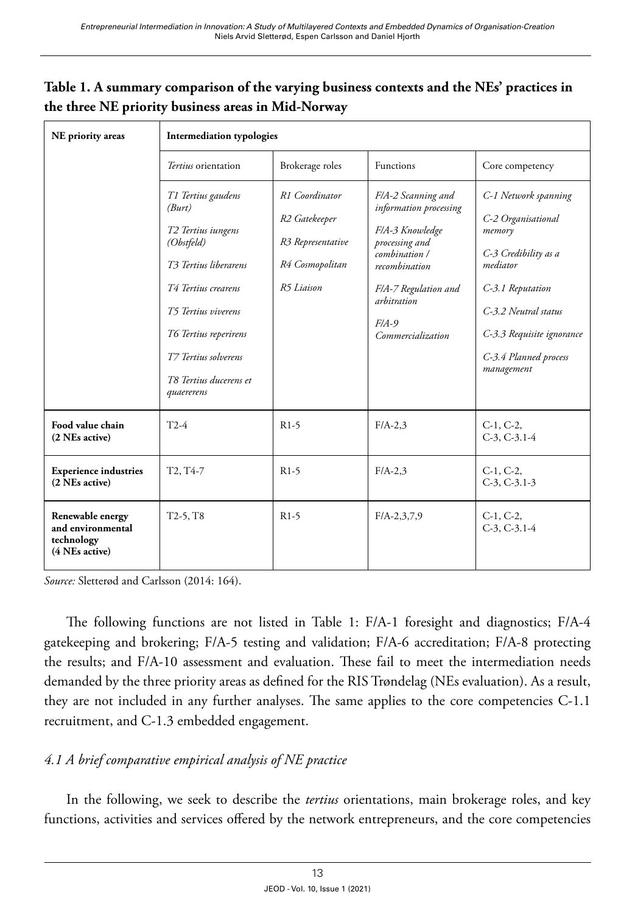**Table 1. A summary comparison of the varying business contexts and the NEs' practices in the three NE priority business areas in Mid-Norway**

| NE priority areas | Intermediation typologies | | | |
|---|---|---|---|---|
| | *Tertius* orientation | Brokerage roles | Functions | Core competency |
| | *T1 Tertius gaudens (Burt)*<br>*T2 Tertius iungens (Obstfeld)*<br>*T3 Tertius liberarens*<br>*T4 Tertius crearens*<br>*T5 Tertius viverens*<br>*T6 Tertius reperirens*<br>*T7 Tertius solverens*<br>*T8 Tertius ducerens et quaererens* | *R1 Coordinator*<br>*R2 Gatekeeper*<br>*R3 Representative*<br>*R4 Cosmopolitan*<br>*R5 Liaison* | *F/A-2 Scanning and information processing*<br>*F/A-3 Knowledge processing and combination / recombination*<br>*F/A-7 Regulation and arbitration*<br>*F/A-9 Commercialization* | *C-1 Network spanning*<br>*C-2 Organisational memory*<br>*C-3 Credibility as a mediator*<br>*C-3.1 Reputation*<br>*C-3.2 Neutral status*<br>*C-3.3 Requisite ignorance*<br>*C-3.4 Planned process management* |
| **Food value chain (2 NEs active)** | T2-4 | R1-5 | F/A-2,3 | C-1, C-2, C-3, C-3.1-4 |
| **Experience industries (2 NEs active)** | T2, T4-7 | R1-5 | F/A-2,3 | C-1, C-2, C-3, C-3.1-3 |
| **Renewable energy and environmental technology (4 NEs active)** | T2-5, T8 | R1-5 | F/A-2,3,7,9 | C-1, C-2, C-3, C-3.1-4 |

*Source:* Sletterød and Carlsson (2014: 164).

The following functions are not listed in Table 1: F/A-1 foresight and diagnostics; F/A-4 gatekeeping and brokering; F/A-5 testing and validation; F/A-6 accreditation; F/A-8 protecting the results; and F/A-10 assessment and evaluation. These fail to meet the intermediation needs demanded by the three priority areas as defined for the RIS Trøndelag (NEs evaluation). As a result, they are not included in any further analyses. The same applies to the core competencies C-1.1 recruitment, and C-1.3 embedded engagement.

### *4.1 A brief comparative empirical analysis of NE practice*

In the following, we seek to describe the *tertius* orientations, main brokerage roles, and key functions, activities and services offered by the network entrepreneurs, and the core competencies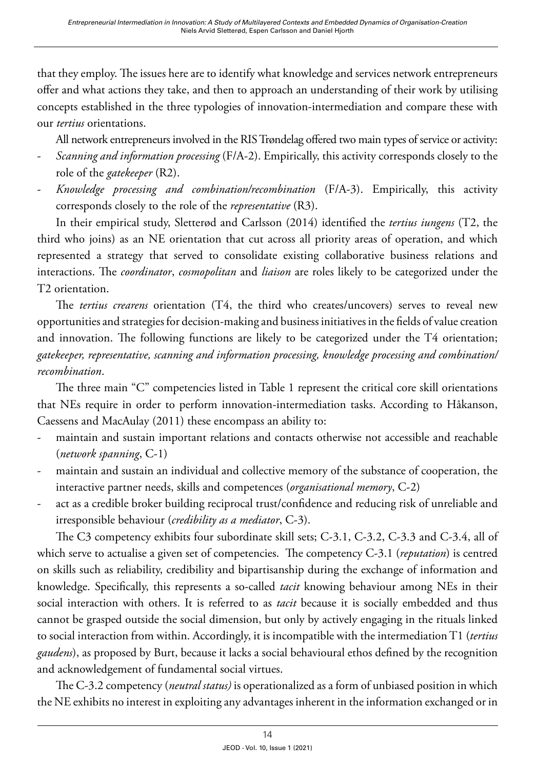that they employ. The issues here are to identify what knowledge and services network entrepreneurs offer and what actions they take, and then to approach an understanding of their work by utilising concepts established in the three typologies of innovation-intermediation and compare these with our *tertius* orientations.

All network entrepreneurs involved in the RIS Trøndelag offered two main types of service or activity:

- *Scanning and information processing* (F/A-2). Empirically, this activity corresponds closely to the role of the *gatekeeper* (R2).
- *Knowledge processing and combination/recombination* (F/A-3). Empirically, this activity corresponds closely to the role of the *representative* (R3).

In their empirical study, Sletterød and Carlsson (2014) identified the *tertius iungens* (T2, the third who joins) as an NE orientation that cut across all priority areas of operation, and which represented a strategy that served to consolidate existing collaborative business relations and interactions. The *coordinator*, *cosmopolitan* and *liaison* are roles likely to be categorized under the T2 orientation.

The *tertius crearens* orientation (T4, the third who creates/uncovers) serves to reveal new opportunities and strategies for decision-making and business initiatives in the fields of value creation and innovation. The following functions are likely to be categorized under the T4 orientation; *gatekeeper, representative, scanning and information processing, knowledge processing and combination/recombination*.

The three main "C" competencies listed in Table 1 represent the critical core skill orientations that NEs require in order to perform innovation-intermediation tasks. According to Håkanson, Caessens and MacAulay (2011) these encompass an ability to:

- maintain and sustain important relations and contacts otherwise not accessible and reachable (*network spanning*, C-1)
- maintain and sustain an individual and collective memory of the substance of cooperation, the interactive partner needs, skills and competences (*organisational memory*, C-2)
- act as a credible broker building reciprocal trust/confidence and reducing risk of unreliable and irresponsible behaviour (*credibility as a mediator*, C-3).

The C3 competency exhibits four subordinate skill sets; C-3.1, C-3.2, C-3.3 and C-3.4, all of which serve to actualise a given set of competencies. The competency C-3.1 (*reputation*) is centred on skills such as reliability, credibility and bipartisanship during the exchange of information and knowledge. Specifically, this represents a so-called *tacit* knowing behaviour among NEs in their social interaction with others. It is referred to as *tacit* because it is socially embedded and thus cannot be grasped outside the social dimension, but only by actively engaging in the rituals linked to social interaction from within. Accordingly, it is incompatible with the intermediation T1 (*tertius gaudens*), as proposed by Burt, because it lacks a social behavioural ethos defined by the recognition and acknowledgement of fundamental social virtues.

The C-3.2 competency (*neutral status)* is operationalized as a form of unbiased position in which the NE exhibits no interest in exploiting any advantages inherent in the information exchanged or in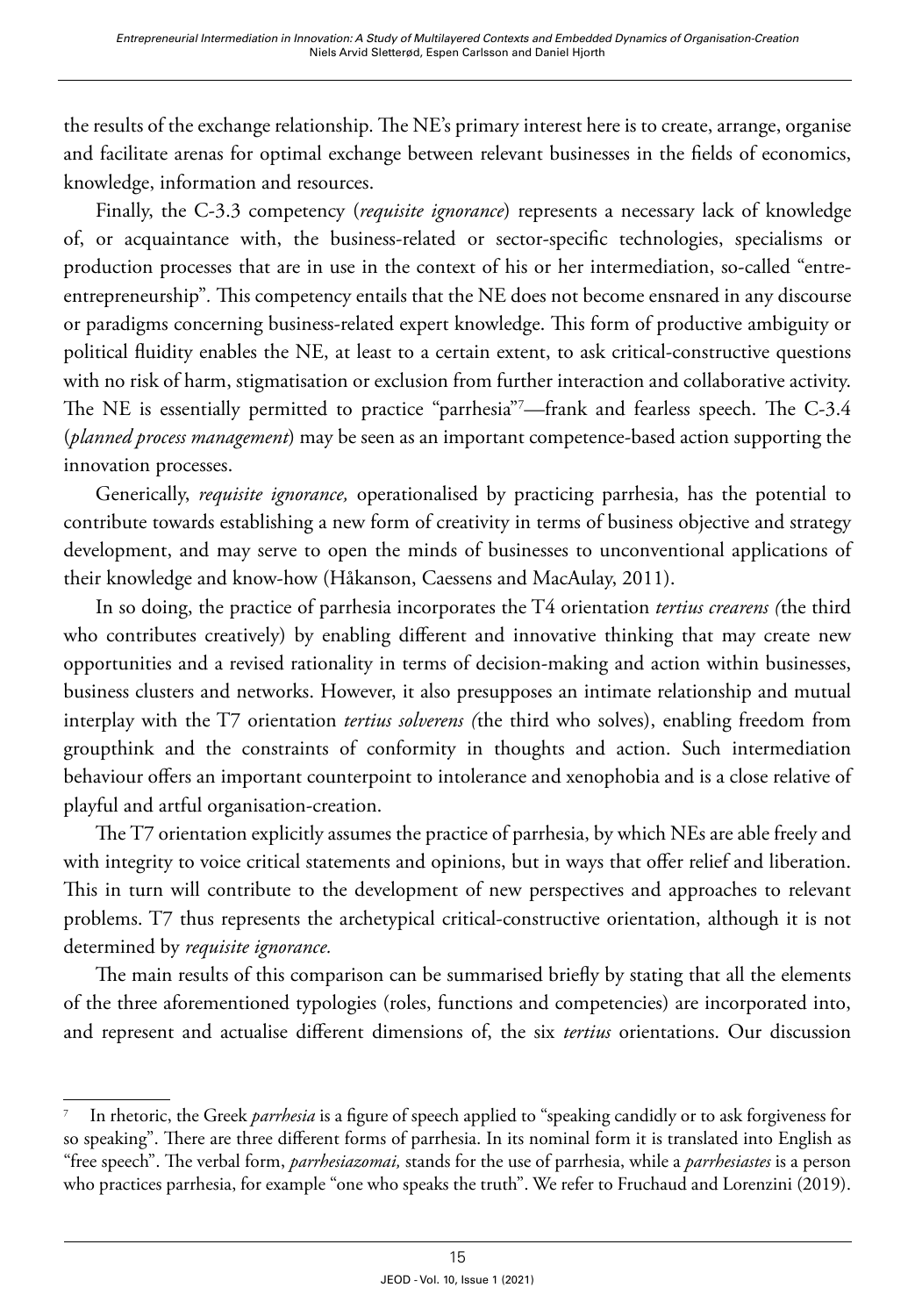the results of the exchange relationship. The NE's primary interest here is to create, arrange, organise and facilitate arenas for optimal exchange between relevant businesses in the fields of economics, knowledge, information and resources.

Finally, the C-3.3 competency (*requisite ignorance*) represents a necessary lack of knowledge of, or acquaintance with, the business-related or sector-specific technologies, specialisms or production processes that are in use in the context of his or her intermediation, so-called "entre-entrepreneurship". This competency entails that the NE does not become ensnared in any discourse or paradigms concerning business-related expert knowledge. This form of productive ambiguity or political fluidity enables the NE, at least to a certain extent, to ask critical-constructive questions with no risk of harm, stigmatisation or exclusion from further interaction and collaborative activity. The NE is essentially permitted to practice "parrhesia"[7]—frank and fearless speech. The C-3.4 (*planned process management*) may be seen as an important competence-based action supporting the innovation processes.

Generically, *requisite ignorance,* operationalised by practicing parrhesia, has the potential to contribute towards establishing a new form of creativity in terms of business objective and strategy development, and may serve to open the minds of businesses to unconventional applications of their knowledge and know-how (Håkanson, Caessens and MacAulay, 2011).

In so doing, the practice of parrhesia incorporates the T4 orientation *tertius crearens (*the third who contributes creatively) by enabling different and innovative thinking that may create new opportunities and a revised rationality in terms of decision-making and action within businesses, business clusters and networks. However, it also presupposes an intimate relationship and mutual interplay with the T7 orientation *tertius solverens (*the third who solves), enabling freedom from groupthink and the constraints of conformity in thoughts and action. Such intermediation behaviour offers an important counterpoint to intolerance and xenophobia and is a close relative of playful and artful organisation-creation.

The T7 orientation explicitly assumes the practice of parrhesia, by which NEs are able freely and with integrity to voice critical statements and opinions, but in ways that offer relief and liberation. This in turn will contribute to the development of new perspectives and approaches to relevant problems. T7 thus represents the archetypical critical-constructive orientation, although it is not determined by *requisite ignorance.*

The main results of this comparison can be summarised briefly by stating that all the elements of the three aforementioned typologies (roles, functions and competencies) are incorporated into, and represent and actualise different dimensions of, the six *tertius* orientations. Our discussion

---

[7] In rhetoric, the Greek *parrhesia* is a figure of speech applied to "speaking candidly or to ask forgiveness for so speaking". There are three different forms of parrhesia. In its nominal form it is translated into English as "free speech". The verbal form, *parrhesiazomai,* stands for the use of parrhesia, while a *parrhesiastes* is a person who practices parrhesia, for example "one who speaks the truth". We refer to Fruchaud and Lorenzini (2019).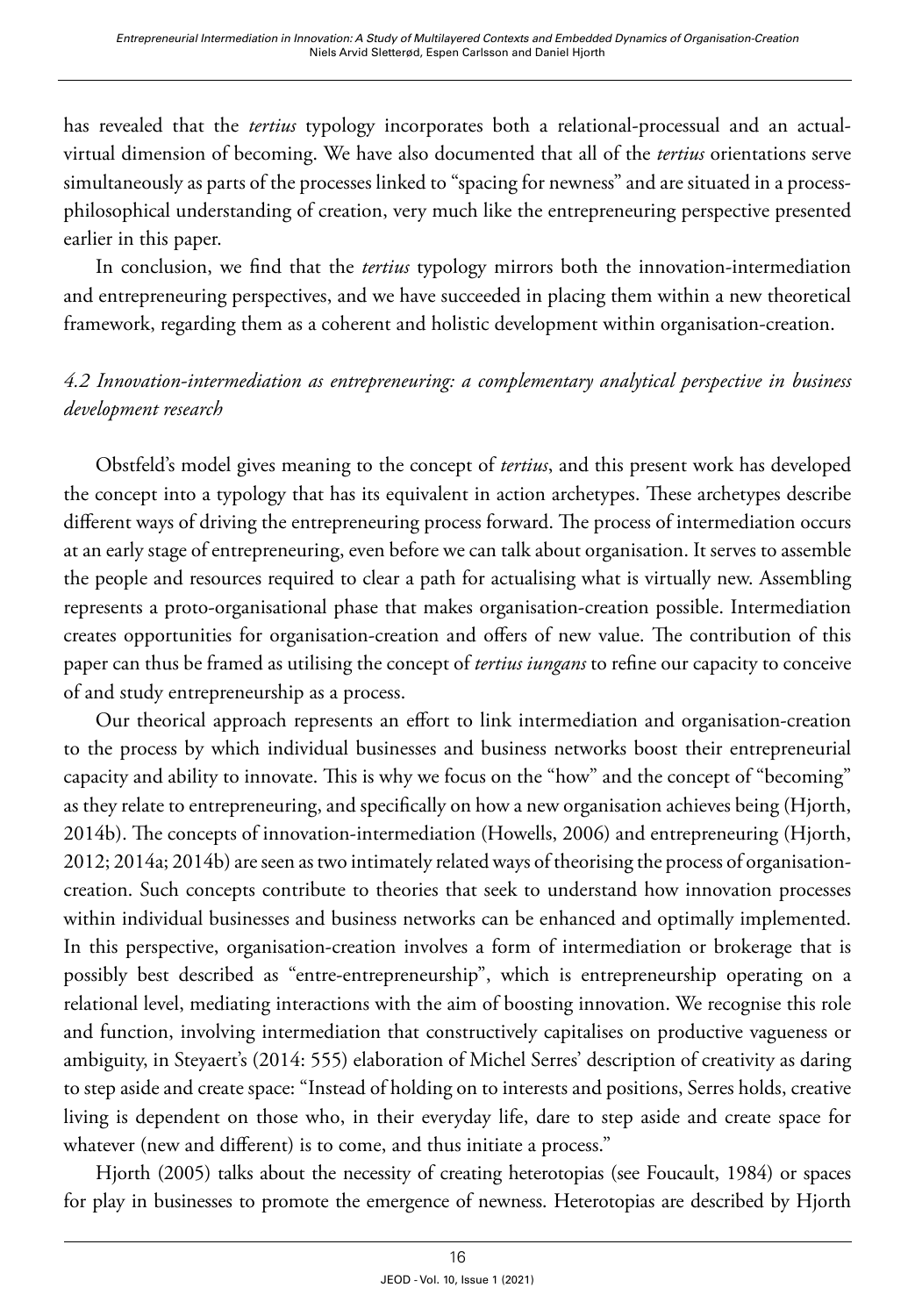has revealed that the *tertius* typology incorporates both a relational-processual and an actual-virtual dimension of becoming. We have also documented that all of the *tertius* orientations serve simultaneously as parts of the processes linked to "spacing for newness" and are situated in a process-philosophical understanding of creation, very much like the entrepreneuring perspective presented earlier in this paper.

In conclusion, we find that the *tertius* typology mirrors both the innovation-intermediation and entrepreneuring perspectives, and we have succeeded in placing them within a new theoretical framework, regarding them as a coherent and holistic development within organisation-creation.

### *4.2 Innovation-intermediation as entrepreneuring: a complementary analytical perspective in business development research*

Obstfeld's model gives meaning to the concept of *tertius*, and this present work has developed the concept into a typology that has its equivalent in action archetypes. These archetypes describe different ways of driving the entrepreneuring process forward. The process of intermediation occurs at an early stage of entrepreneuring, even before we can talk about organisation. It serves to assemble the people and resources required to clear a path for actualising what is virtually new. Assembling represents a proto-organisational phase that makes organisation-creation possible. Intermediation creates opportunities for organisation-creation and offers of new value. The contribution of this paper can thus be framed as utilising the concept of *tertius iungans* to refine our capacity to conceive of and study entrepreneurship as a process.

Our theorical approach represents an effort to link intermediation and organisation-creation to the process by which individual businesses and business networks boost their entrepreneurial capacity and ability to innovate. This is why we focus on the "how" and the concept of "becoming" as they relate to entrepreneuring, and specifically on how a new organisation achieves being (Hjorth, 2014b). The concepts of innovation-intermediation (Howells, 2006) and entrepreneuring (Hjorth, 2012; 2014a; 2014b) are seen as two intimately related ways of theorising the process of organisation-creation. Such concepts contribute to theories that seek to understand how innovation processes within individual businesses and business networks can be enhanced and optimally implemented. In this perspective, organisation-creation involves a form of intermediation or brokerage that is possibly best described as "entre-entrepreneurship", which is entrepreneurship operating on a relational level, mediating interactions with the aim of boosting innovation. We recognise this role and function, involving intermediation that constructively capitalises on productive vagueness or ambiguity, in Steyaert's (2014: 555) elaboration of Michel Serres' description of creativity as daring to step aside and create space: "Instead of holding on to interests and positions, Serres holds, creative living is dependent on those who, in their everyday life, dare to step aside and create space for whatever (new and different) is to come, and thus initiate a process."

Hjorth (2005) talks about the necessity of creating heterotopias (see Foucault, 1984) or spaces for play in businesses to promote the emergence of newness. Heterotopias are described by Hjorth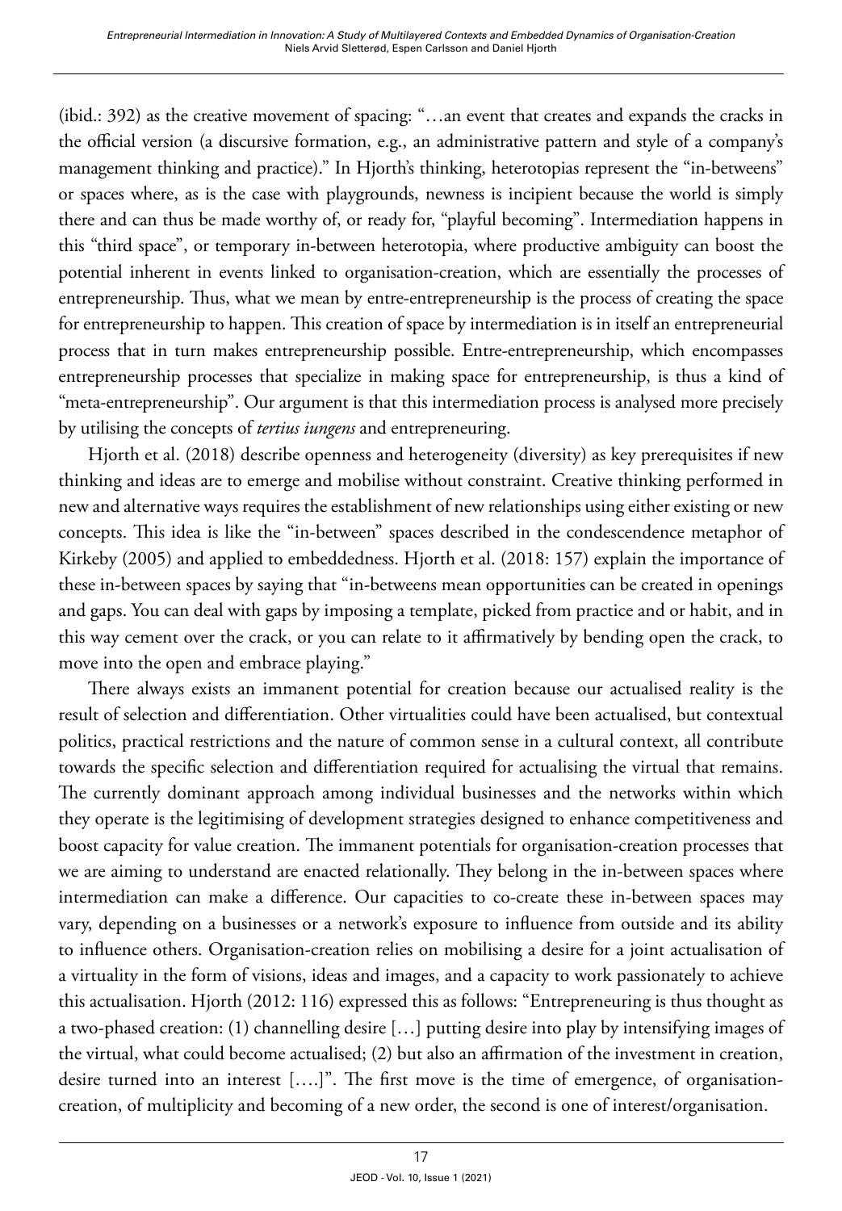(ibid.: 392) as the creative movement of spacing: "…an event that creates and expands the cracks in the official version (a discursive formation, e.g., an administrative pattern and style of a company's management thinking and practice)." In Hjorth's thinking, heterotopias represent the "in-betweens" or spaces where, as is the case with playgrounds, newness is incipient because the world is simply there and can thus be made worthy of, or ready for, "playful becoming". Intermediation happens in this "third space", or temporary in-between heterotopia, where productive ambiguity can boost the potential inherent in events linked to organisation-creation, which are essentially the processes of entrepreneurship. Thus, what we mean by entre-entrepreneurship is the process of creating the space for entrepreneurship to happen. This creation of space by intermediation is in itself an entrepreneurial process that in turn makes entrepreneurship possible. Entre-entrepreneurship, which encompasses entrepreneurship processes that specialize in making space for entrepreneurship, is thus a kind of "meta-entrepreneurship". Our argument is that this intermediation process is analysed more precisely by utilising the concepts of *tertius iungens* and entrepreneuring.

Hjorth et al. (2018) describe openness and heterogeneity (diversity) as key prerequisites if new thinking and ideas are to emerge and mobilise without constraint. Creative thinking performed in new and alternative ways requires the establishment of new relationships using either existing or new concepts. This idea is like the "in-between" spaces described in the condescendence metaphor of Kirkeby (2005) and applied to embeddedness. Hjorth et al. (2018: 157) explain the importance of these in-between spaces by saying that "in-betweens mean opportunities can be created in openings and gaps. You can deal with gaps by imposing a template, picked from practice and or habit, and in this way cement over the crack, or you can relate to it affirmatively by bending open the crack, to move into the open and embrace playing."

There always exists an immanent potential for creation because our actualised reality is the result of selection and differentiation. Other virtualities could have been actualised, but contextual politics, practical restrictions and the nature of common sense in a cultural context, all contribute towards the specific selection and differentiation required for actualising the virtual that remains. The currently dominant approach among individual businesses and the networks within which they operate is the legitimising of development strategies designed to enhance competitiveness and boost capacity for value creation. The immanent potentials for organisation-creation processes that we are aiming to understand are enacted relationally. They belong in the in-between spaces where intermediation can make a difference. Our capacities to co-create these in-between spaces may vary, depending on a businesses or a network's exposure to influence from outside and its ability to influence others. Organisation-creation relies on mobilising a desire for a joint actualisation of a virtuality in the form of visions, ideas and images, and a capacity to work passionately to achieve this actualisation. Hjorth (2012: 116) expressed this as follows: "Entrepreneuring is thus thought as a two-phased creation: (1) channelling desire […] putting desire into play by intensifying images of the virtual, what could become actualised; (2) but also an affirmation of the investment in creation, desire turned into an interest [….]". The first move is the time of emergence, of organisation-creation, of multiplicity and becoming of a new order, the second is one of interest/organisation.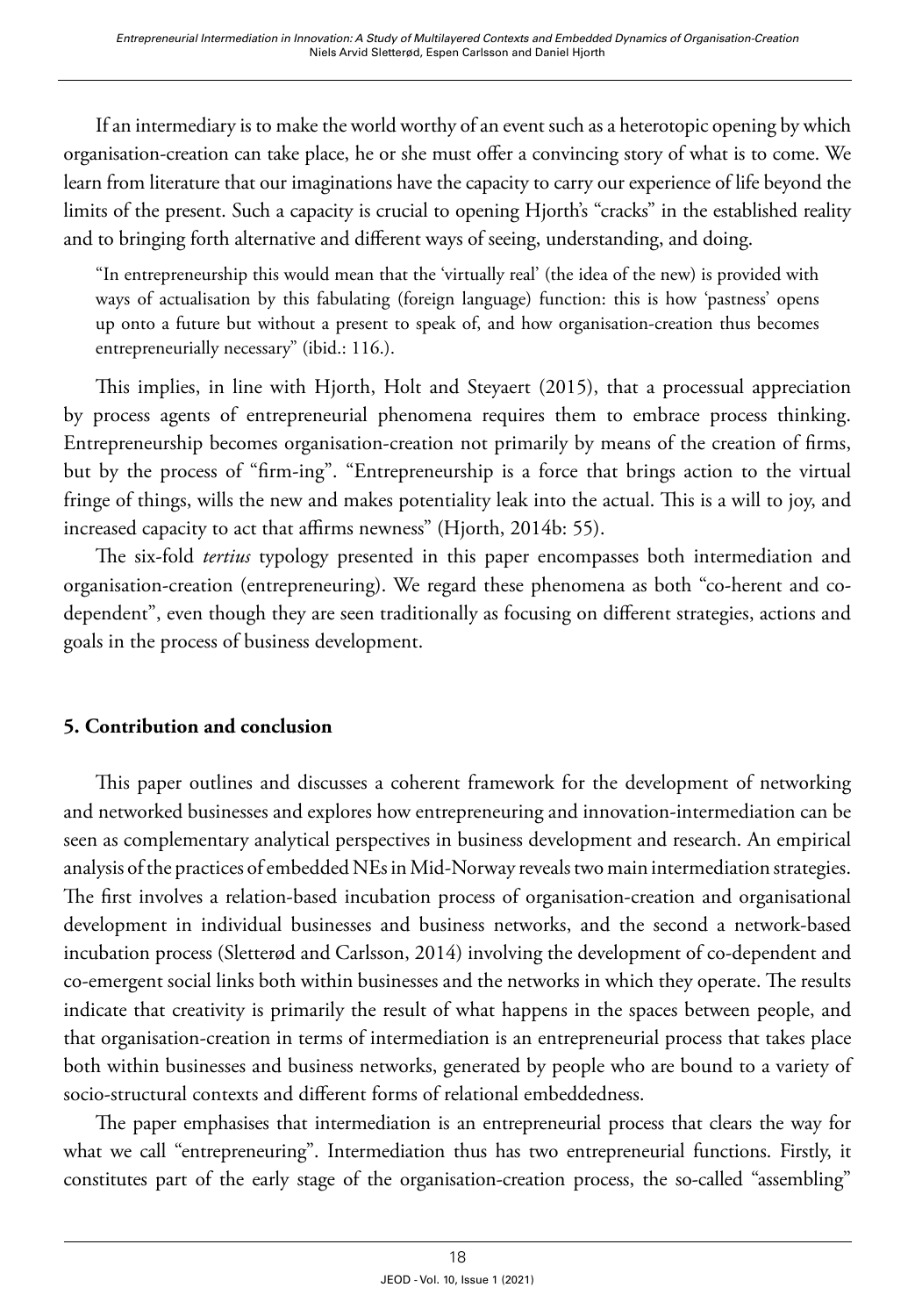If an intermediary is to make the world worthy of an event such as a heterotopic opening by which organisation-creation can take place, he or she must offer a convincing story of what is to come. We learn from literature that our imaginations have the capacity to carry our experience of life beyond the limits of the present. Such a capacity is crucial to opening Hjorth's "cracks" in the established reality and to bringing forth alternative and different ways of seeing, understanding, and doing.

> "In entrepreneurship this would mean that the 'virtually real' (the idea of the new) is provided with ways of actualisation by this fabulating (foreign language) function: this is how 'pastness' opens up onto a future but without a present to speak of, and how organisation-creation thus becomes entrepreneurially necessary" (ibid.: 116.).

This implies, in line with Hjorth, Holt and Steyaert (2015), that a processual appreciation by process agents of entrepreneurial phenomena requires them to embrace process thinking. Entrepreneurship becomes organisation-creation not primarily by means of the creation of firms, but by the process of "firm-ing". "Entrepreneurship is a force that brings action to the virtual fringe of things, wills the new and makes potentiality leak into the actual. This is a will to joy, and increased capacity to act that affirms newness" (Hjorth, 2014b: 55).

The six-fold *tertius* typology presented in this paper encompasses both intermediation and organisation-creation (entrepreneuring). We regard these phenomena as both "co-herent and co-dependent", even though they are seen traditionally as focusing on different strategies, actions and goals in the process of business development.

## 5. Contribution and conclusion

This paper outlines and discusses a coherent framework for the development of networking and networked businesses and explores how entrepreneuring and innovation-intermediation can be seen as complementary analytical perspectives in business development and research. An empirical analysis of the practices of embedded NEs in Mid-Norway reveals two main intermediation strategies. The first involves a relation-based incubation process of organisation-creation and organisational development in individual businesses and business networks, and the second a network-based incubation process (Sletterød and Carlsson, 2014) involving the development of co-dependent and co-emergent social links both within businesses and the networks in which they operate. The results indicate that creativity is primarily the result of what happens in the spaces between people, and that organisation-creation in terms of intermediation is an entrepreneurial process that takes place both within businesses and business networks, generated by people who are bound to a variety of socio-structural contexts and different forms of relational embeddedness.

The paper emphasises that intermediation is an entrepreneurial process that clears the way for what we call "entrepreneuring". Intermediation thus has two entrepreneurial functions. Firstly, it constitutes part of the early stage of the organisation-creation process, the so-called "assembling"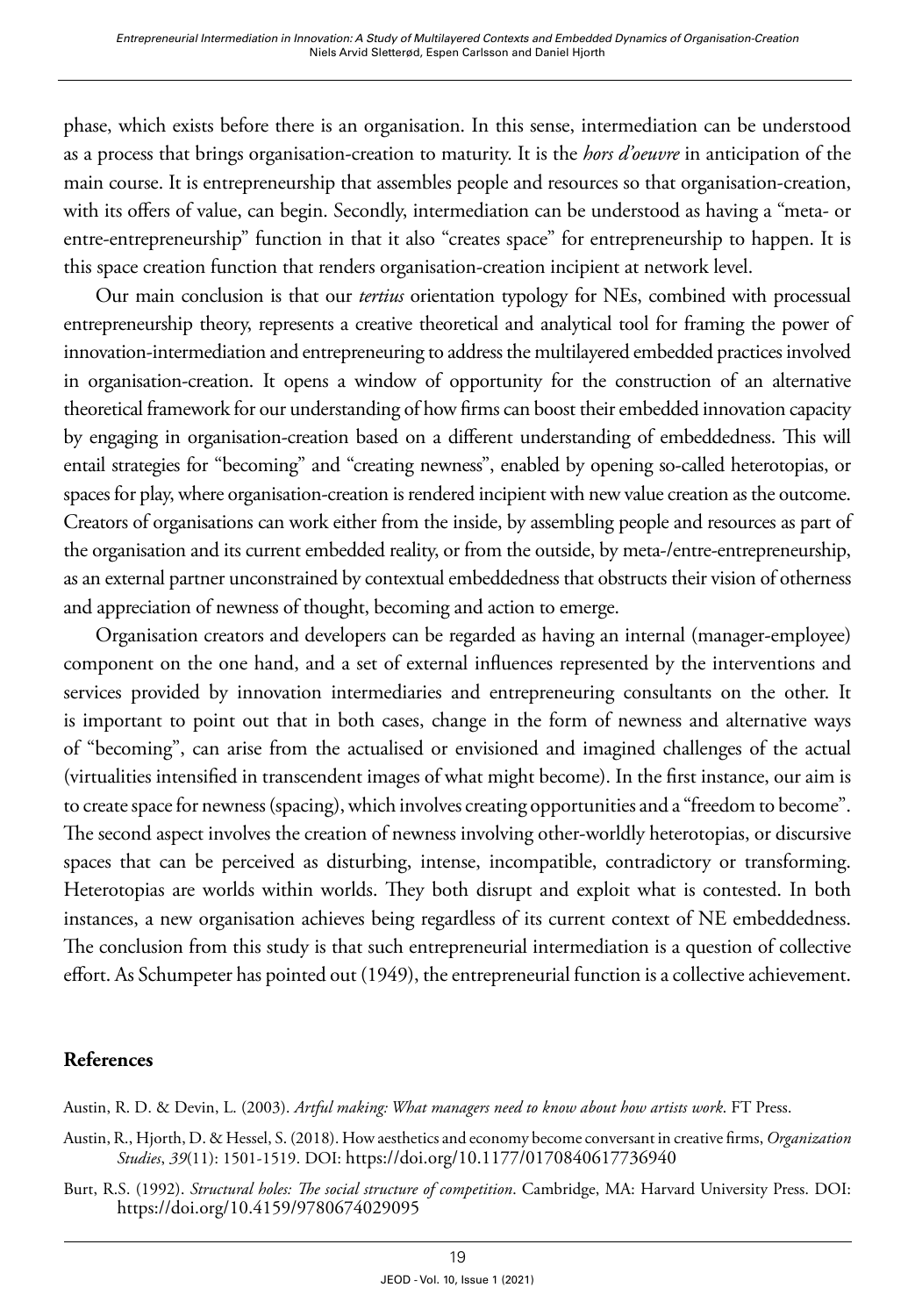phase, which exists before there is an organisation. In this sense, intermediation can be understood as a process that brings organisation-creation to maturity. It is the *hors d'oeuvre* in anticipation of the main course. It is entrepreneurship that assembles people and resources so that organisation-creation, with its offers of value, can begin. Secondly, intermediation can be understood as having a "meta- or entre-entrepreneurship" function in that it also "creates space" for entrepreneurship to happen. It is this space creation function that renders organisation-creation incipient at network level.

Our main conclusion is that our *tertius* orientation typology for NEs, combined with processual entrepreneurship theory, represents a creative theoretical and analytical tool for framing the power of innovation-intermediation and entrepreneuring to address the multilayered embedded practices involved in organisation-creation. It opens a window of opportunity for the construction of an alternative theoretical framework for our understanding of how firms can boost their embedded innovation capacity by engaging in organisation-creation based on a different understanding of embeddedness. This will entail strategies for "becoming" and "creating newness", enabled by opening so-called heterotopias, or spaces for play, where organisation-creation is rendered incipient with new value creation as the outcome. Creators of organisations can work either from the inside, by assembling people and resources as part of the organisation and its current embedded reality, or from the outside, by meta-/entre-entrepreneurship, as an external partner unconstrained by contextual embeddedness that obstructs their vision of otherness and appreciation of newness of thought, becoming and action to emerge.

Organisation creators and developers can be regarded as having an internal (manager-employee) component on the one hand, and a set of external influences represented by the interventions and services provided by innovation intermediaries and entrepreneuring consultants on the other. It is important to point out that in both cases, change in the form of newness and alternative ways of "becoming", can arise from the actualised or envisioned and imagined challenges of the actual (virtualities intensified in transcendent images of what might become). In the first instance, our aim is to create space for newness (spacing), which involves creating opportunities and a "freedom to become". The second aspect involves the creation of newness involving other-worldly heterotopias, or discursive spaces that can be perceived as disturbing, intense, incompatible, contradictory or transforming. Heterotopias are worlds within worlds. They both disrupt and exploit what is contested. In both instances, a new organisation achieves being regardless of its current context of NE embeddedness. The conclusion from this study is that such entrepreneurial intermediation is a question of collective effort. As Schumpeter has pointed out (1949), the entrepreneurial function is a collective achievement.

## References

Austin, R. D. & Devin, L. (2003). *Artful making: What managers need to know about how artists work*. FT Press.

Austin, R., Hjorth, D. & Hessel, S. (2018). How aesthetics and economy become conversant in creative firms, *Organization Studies*, *39*(11): 1501-1519. DOI: https://doi.org/10.1177/0170840617736940

Burt, R.S. (1992). *Structural holes: The social structure of competition*. Cambridge, MA: Harvard University Press. DOI: https://doi.org/10.4159/9780674029095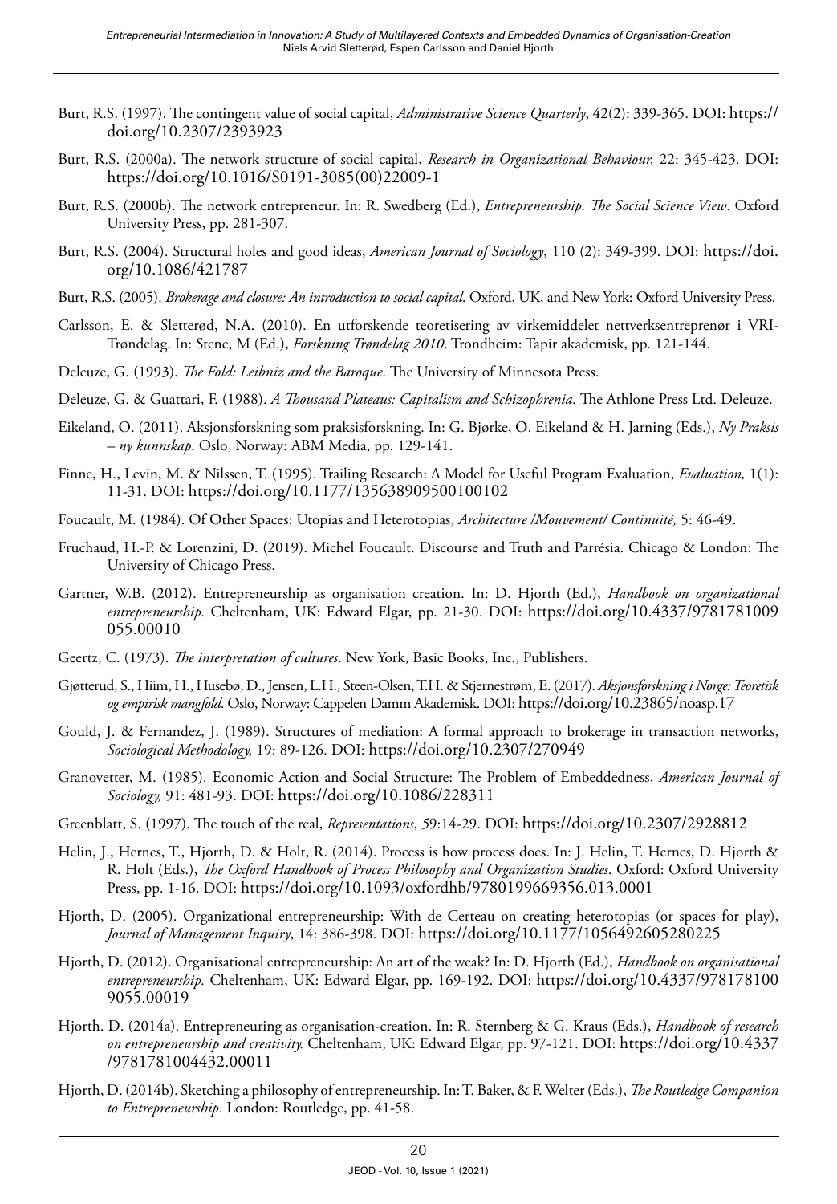Burt, R.S. (1997). The contingent value of social capital, *Administrative Science Quarterly*, 42(2): 339-365. DOI: https://doi.org/10.2307/2393923

Burt, R.S. (2000a). The network structure of social capital, *Research in Organizational Behaviour,* 22: 345-423. DOI: https://doi.org/10.1016/S0191-3085(00)22009-1

Burt, R.S. (2000b). The network entrepreneur. In: R. Swedberg (Ed.), *Entrepreneurship. The Social Science View*. Oxford University Press, pp. 281-307.

Burt, R.S. (2004). Structural holes and good ideas, *American Journal of Sociology*, 110 (2): 349-399. DOI: https://doi.org/10.1086/421787

Burt, R.S. (2005). *Brokerage and closure: An introduction to social capital.* Oxford, UK, and New York: Oxford University Press.

Carlsson, E. & Sletterød, N.A. (2010). En utforskende teoretisering av virkemiddelet nettverksentreprenør i VRI-Trøndelag. In: Stene, M (Ed.), *Forskning Trøndelag 2010*. Trondheim: Tapir akademisk, pp. 121-144.

Deleuze, G. (1993). *The Fold: Leibniz and the Baroque*. The University of Minnesota Press.

Deleuze, G. & Guattari, F. (1988). *A Thousand Plateaus: Capitalism and Schizophrenia*. The Athlone Press Ltd. Deleuze.

Eikeland, O. (2011). Aksjonsforskning som praksisforskning. In: G. Bjørke, O. Eikeland & H. Jarning (Eds.), *Ny Praksis – ny kunnskap*. Oslo, Norway: ABM Media, pp. 129-141.

Finne, H., Levin, M. & Nilssen, T. (1995). Trailing Research: A Model for Useful Program Evaluation, *Evaluation,* 1(1): 11-31. DOI: https://doi.org/10.1177/135638909500100102

Foucault, M. (1984). Of Other Spaces: Utopias and Heterotopias, *Architecture /Mouvement/ Continuité,* 5: 46-49.

Fruchaud, H.-P. & Lorenzini, D. (2019). Michel Foucault. Discourse and Truth and Parrésia. Chicago & London: The University of Chicago Press.

Gartner, W.B. (2012). Entrepreneurship as organisation creation. In: D. Hjorth (Ed.), *Handbook on organizational entrepreneurship.* Cheltenham, UK: Edward Elgar, pp. 21-30. DOI: https://doi.org/10.4337/9781781009055.00010

Geertz, C. (1973). *The interpretation of cultures*. New York, Basic Books, Inc., Publishers.

Gjøtterud, S., Hiim, H., Husebø, D., Jensen, L.H., Steen-Olsen, T.H. & Stjernestrøm, E. (2017). *Aksjonsforskning i Norge: Teoretisk og empirisk mangfold.* Oslo, Norway: Cappelen Damm Akademisk. DOI: https://doi.org/10.23865/noasp.17

Gould, J. & Fernandez, J. (1989). Structures of mediation: A formal approach to brokerage in transaction networks, *Sociological Methodology,* 19: 89-126. DOI: https://doi.org/10.2307/270949

Granovetter, M. (1985). Economic Action and Social Structure: The Problem of Embeddedness, *American Journal of Sociology,* 91: 481-93. DOI: https://doi.org/10.1086/228311

Greenblatt, S. (1997). The touch of the real, *Representations*, *5*9:14-29. DOI: https://doi.org/10.2307/2928812

Helin, J., Hernes, T., Hjorth, D. & Holt, R. (2014). Process is how process does. In: J. Helin, T. Hernes, D. Hjorth & R. Holt (Eds.), *The Oxford Handbook of Process Philosophy and Organization Studies*. Oxford: Oxford University Press, pp. 1-16. DOI: https://doi.org/10.1093/oxfordhb/9780199669356.013.0001

Hjorth, D. (2005). Organizational entrepreneurship: With de Certeau on creating heterotopias (or spaces for play), *Journal of Management Inquiry*, 14: 386-398. DOI: https://doi.org/10.1177/1056492605280225

Hjorth, D. (2012). Organisational entrepreneurship: An art of the weak? In: D. Hjorth (Ed.), *Handbook on organisational entrepreneurship.* Cheltenham, UK: Edward Elgar, pp. 169-192. DOI: https://doi.org/10.4337/9781781009055.00019

Hjorth. D. (2014a). Entrepreneuring as organisation-creation. In: R. Sternberg & G. Kraus (Eds.), *Handbook of research on entrepreneurship and creativity.* Cheltenham, UK: Edward Elgar, pp. 97-121. DOI: https://doi.org/10.4337/9781781004432.00011

Hjorth, D. (2014b). Sketching a philosophy of entrepreneurship. In: T. Baker, & F. Welter (Eds.), *The Routledge Companion to Entrepreneurship*. London: Routledge, pp. 41-58.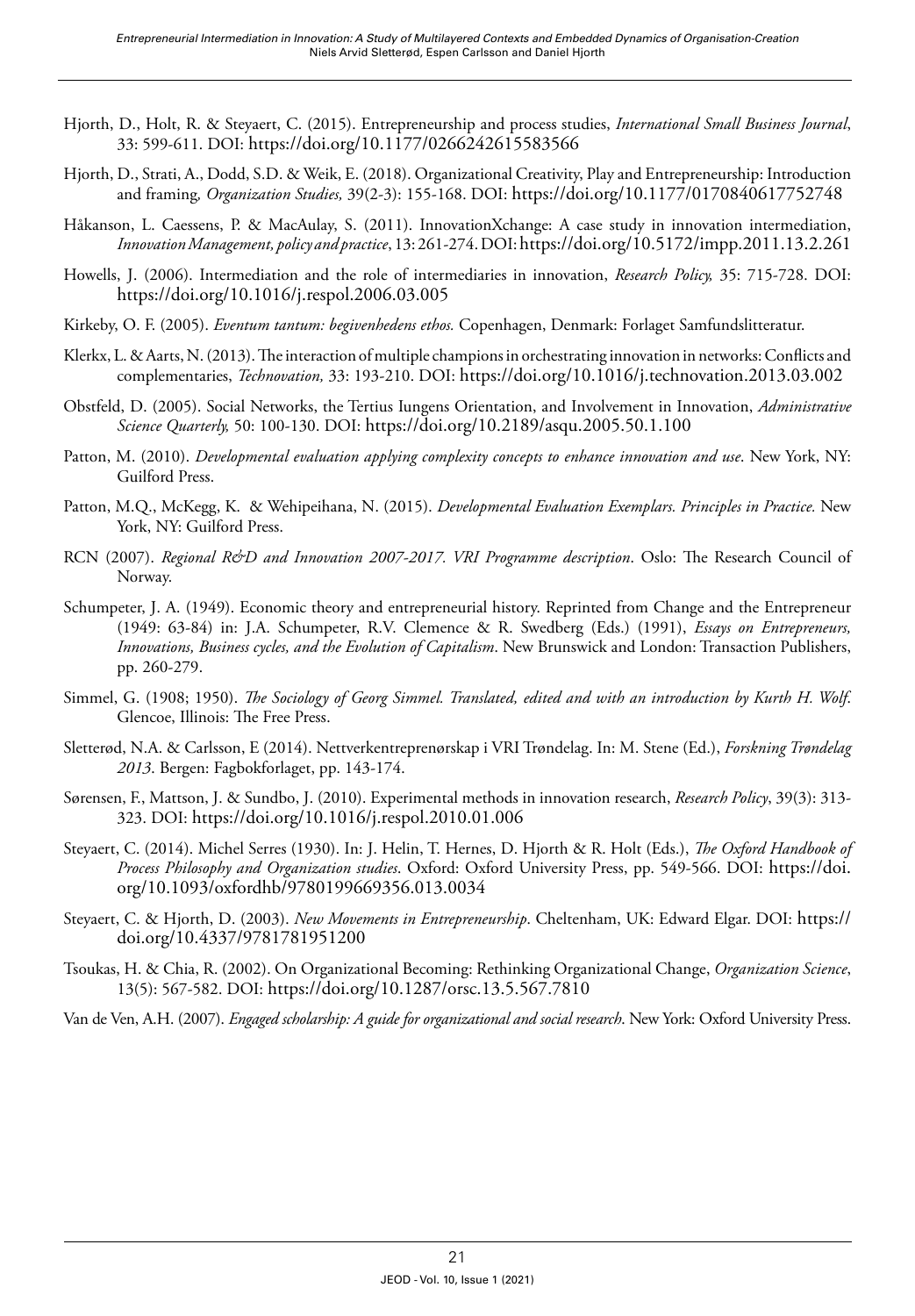Hjorth, D., Holt, R. & Steyaert, C. (2015). Entrepreneurship and process studies, *International Small Business Journal*, 33: 599-611. DOI: https://doi.org/10.1177/0266242615583566

Hjorth, D., Strati, A., Dodd, S.D. & Weik, E. (2018). Organizational Creativity, Play and Entrepreneurship: Introduction and framing*, Organization Studies,* 39(2-3): 155-168. DOI: https://doi.org/10.1177/0170840617752748

Håkanson, L. Caessens, P. & MacAulay, S. (2011). InnovationXchange: A case study in innovation intermediation, *Innovation Management, policy and practice*, 13: 261-274. DOI: https://doi.org/10.5172/impp.2011.13.2.261

Howells, J. (2006). Intermediation and the role of intermediaries in innovation, *Research Policy,* 35: 715-728. DOI: https://doi.org/10.1016/j.respol.2006.03.005

Kirkeby, O. F. (2005). *Eventum tantum: begivenhedens ethos.* Copenhagen, Denmark: Forlaget Samfundslitteratur.

Klerkx, L. & Aarts, N. (2013). The interaction of multiple champions in orchestrating innovation in networks: Conflicts and complementaries, *Technovation,* 33: 193-210. DOI: https://doi.org/10.1016/j.technovation.2013.03.002

Obstfeld, D. (2005). Social Networks, the Tertius Iungens Orientation, and Involvement in Innovation, *Administrative Science Quarterly,* 50: 100-130. DOI: https://doi.org/10.2189/asqu.2005.50.1.100

Patton, M. (2010). *Developmental evaluation applying complexity concepts to enhance innovation and use*. New York, NY: Guilford Press.

Patton, M.Q., McKegg, K. & Wehipeihana, N. (2015). *Developmental Evaluation Exemplars. Principles in Practice.* New York, NY: Guilford Press.

RCN (2007). *Regional R&D and Innovation 2007-2017. VRI Programme description*. Oslo: The Research Council of Norway.

Schumpeter, J. A. (1949). Economic theory and entrepreneurial history. Reprinted from Change and the Entrepreneur (1949: 63-84) in: J.A. Schumpeter, R.V. Clemence & R. Swedberg (Eds.) (1991), *Essays on Entrepreneurs, Innovations, Business cycles, and the Evolution of Capitalism*. New Brunswick and London: Transaction Publishers, pp. 260-279.

Simmel, G. (1908; 1950). *The Sociology of Georg Simmel. Translated, edited and with an introduction by Kurth H. Wolf.* Glencoe, Illinois: The Free Press.

Sletterød, N.A. & Carlsson, E (2014). Nettverkentreprenørskap i VRI Trøndelag. In: M. Stene (Ed.), *Forskning Trøndelag 2013*. Bergen: Fagbokforlaget, pp. 143-174.

Sørensen, F., Mattson, J. & Sundbo, J. (2010). Experimental methods in innovation research, *Research Policy*, 39(3): 313-323. DOI: https://doi.org/10.1016/j.respol.2010.01.006

Steyaert, C. (2014). Michel Serres (1930). In: J. Helin, T. Hernes, D. Hjorth & R. Holt (Eds.), *The Oxford Handbook of Process Philosophy and Organization studies*. Oxford: Oxford University Press, pp. 549-566. DOI: https://doi.org/10.1093/oxfordhb/9780199669356.013.0034

Steyaert, C. & Hjorth, D. (2003). *New Movements in Entrepreneurship*. Cheltenham, UK: Edward Elgar. DOI: https://doi.org/10.4337/9781781951200

Tsoukas, H. & Chia, R. (2002). On Organizational Becoming: Rethinking Organizational Change, *Organization Science*, 13(5): 567-582. DOI: https://doi.org/10.1287/orsc.13.5.567.7810

Van de Ven, A.H. (2007). *Engaged scholarship: A guide for organizational and social research*. New York: Oxford University Press.